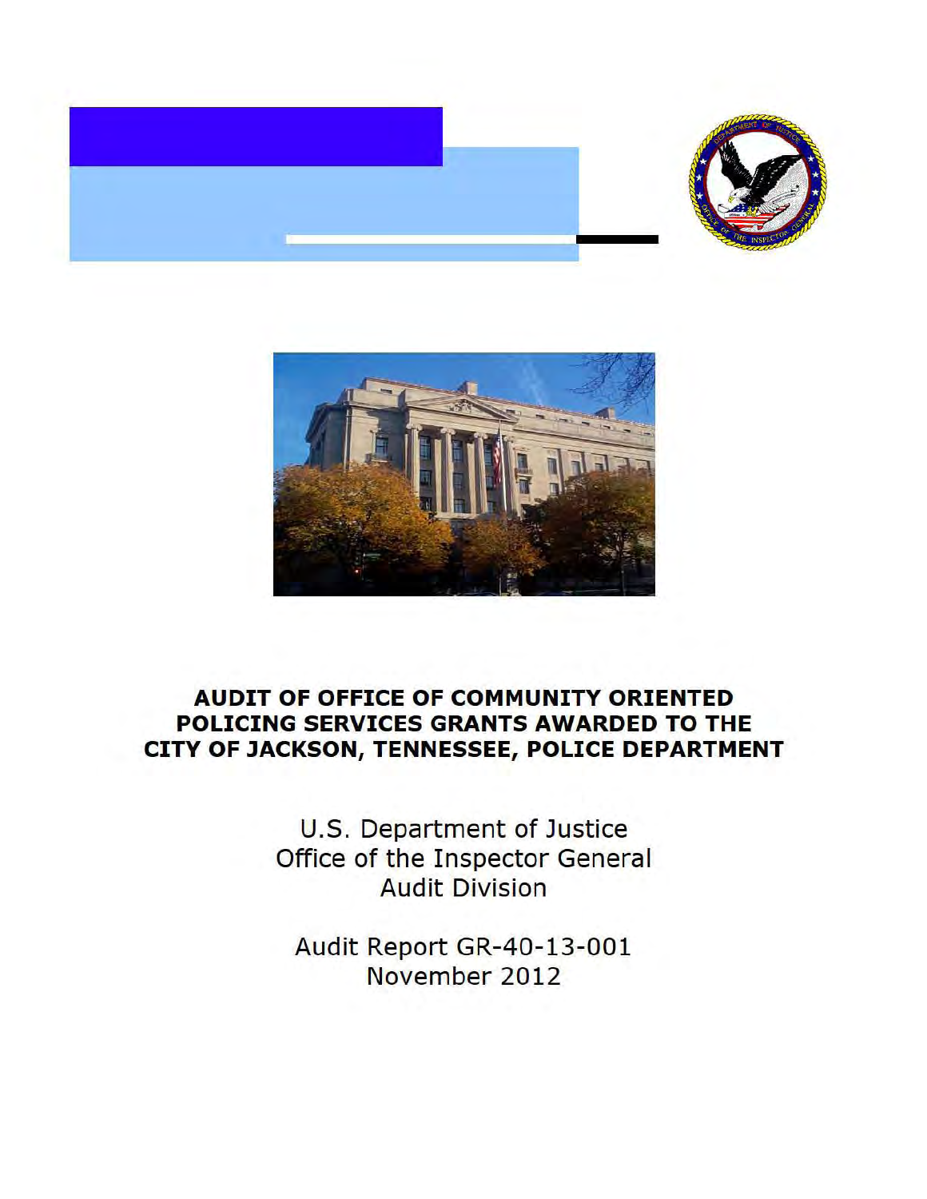# AUDIT OF OFFICE OF COMMUNITY ORIENTED POLICING SERVICES GRANTS AWARDED TO THE CITY OF JACKSON, TENNESSEE, POLICE DEPARTMENT

U.S. Department of Justice
Office of the Inspector General
Audit Division

Audit Report GR-40-13-001
November 2012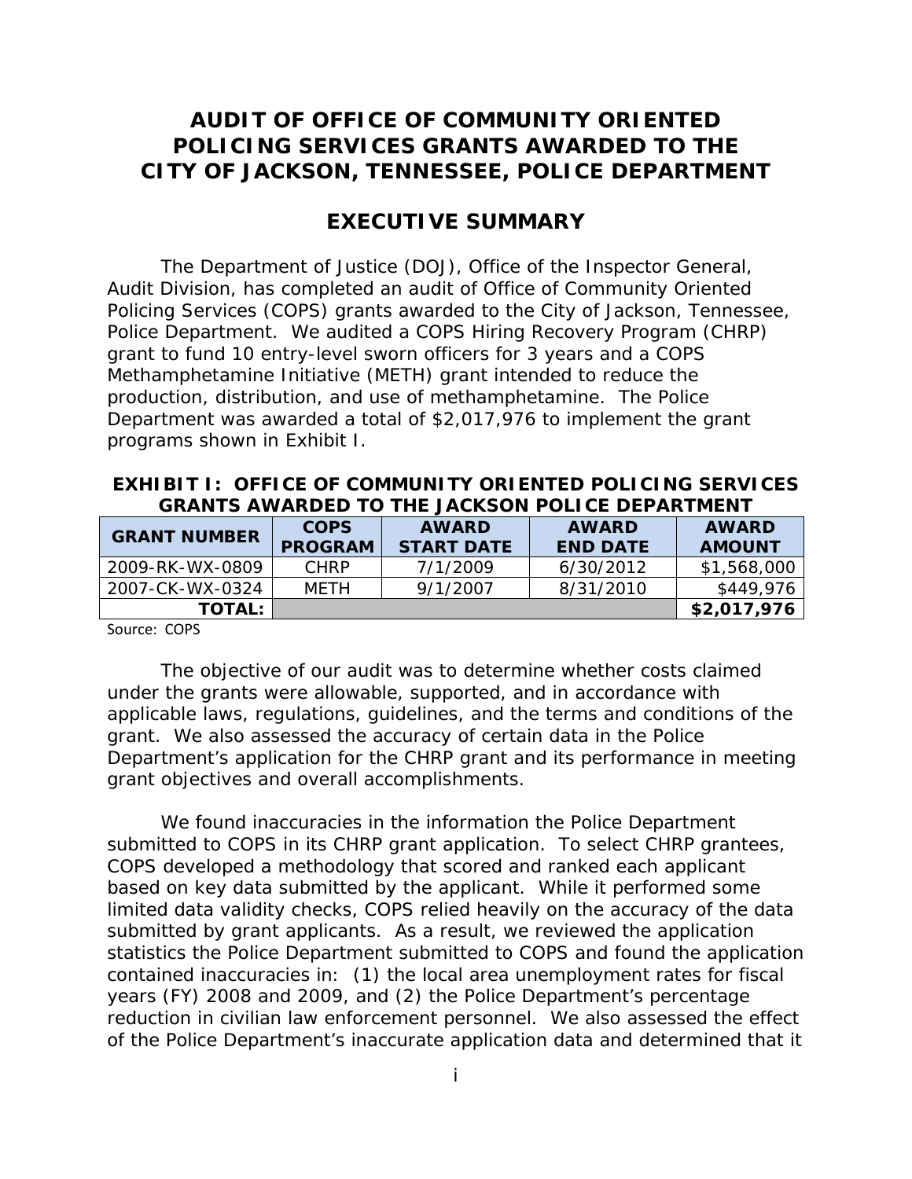# AUDIT OF OFFICE OF COMMUNITY ORIENTED POLICING SERVICES GRANTS AWARDED TO THE CITY OF JACKSON, TENNESSEE, POLICE DEPARTMENT

## EXECUTIVE SUMMARY

The Department of Justice (DOJ), Office of the Inspector General, Audit Division, has completed an audit of Office of Community Oriented Policing Services (COPS) grants awarded to the City of Jackson, Tennessee, Police Department. We audited a COPS Hiring Recovery Program (CHRP) grant to fund 10 entry-level sworn officers for 3 years and a COPS Methamphetamine Initiative (METH) grant intended to reduce the production, distribution, and use of methamphetamine. The Police Department was awarded a total of $2,017,976 to implement the grant programs shown in Exhibit I.

**EXHIBIT I: OFFICE OF COMMUNITY ORIENTED POLICING SERVICES GRANTS AWARDED TO THE JACKSON POLICE DEPARTMENT**

| GRANT NUMBER | COPS PROGRAM | AWARD START DATE | AWARD END DATE | AWARD AMOUNT |
|---|---|---|---|---|
| 2009-RK-WX-0809 | CHRP | 7/1/2009 | 6/30/2012 | $1,568,000 |
| 2007-CK-WX-0324 | METH | 9/1/2007 | 8/31/2010 | $449,976 |
| **TOTAL:** | | | | **$2,017,976** |

Source: COPS

The objective of our audit was to determine whether costs claimed under the grants were allowable, supported, and in accordance with applicable laws, regulations, guidelines, and the terms and conditions of the grant. We also assessed the accuracy of certain data in the Police Department's application for the CHRP grant and its performance in meeting grant objectives and overall accomplishments.

We found inaccuracies in the information the Police Department submitted to COPS in its CHRP grant application. To select CHRP grantees, COPS developed a methodology that scored and ranked each applicant based on key data submitted by the applicant. While it performed some limited data validity checks, COPS relied heavily on the accuracy of the data submitted by grant applicants. As a result, we reviewed the application statistics the Police Department submitted to COPS and found the application contained inaccuracies in: (1) the local area unemployment rates for fiscal years (FY) 2008 and 2009, and (2) the Police Department's percentage reduction in civilian law enforcement personnel. We also assessed the effect of the Police Department's inaccurate application data and determined that it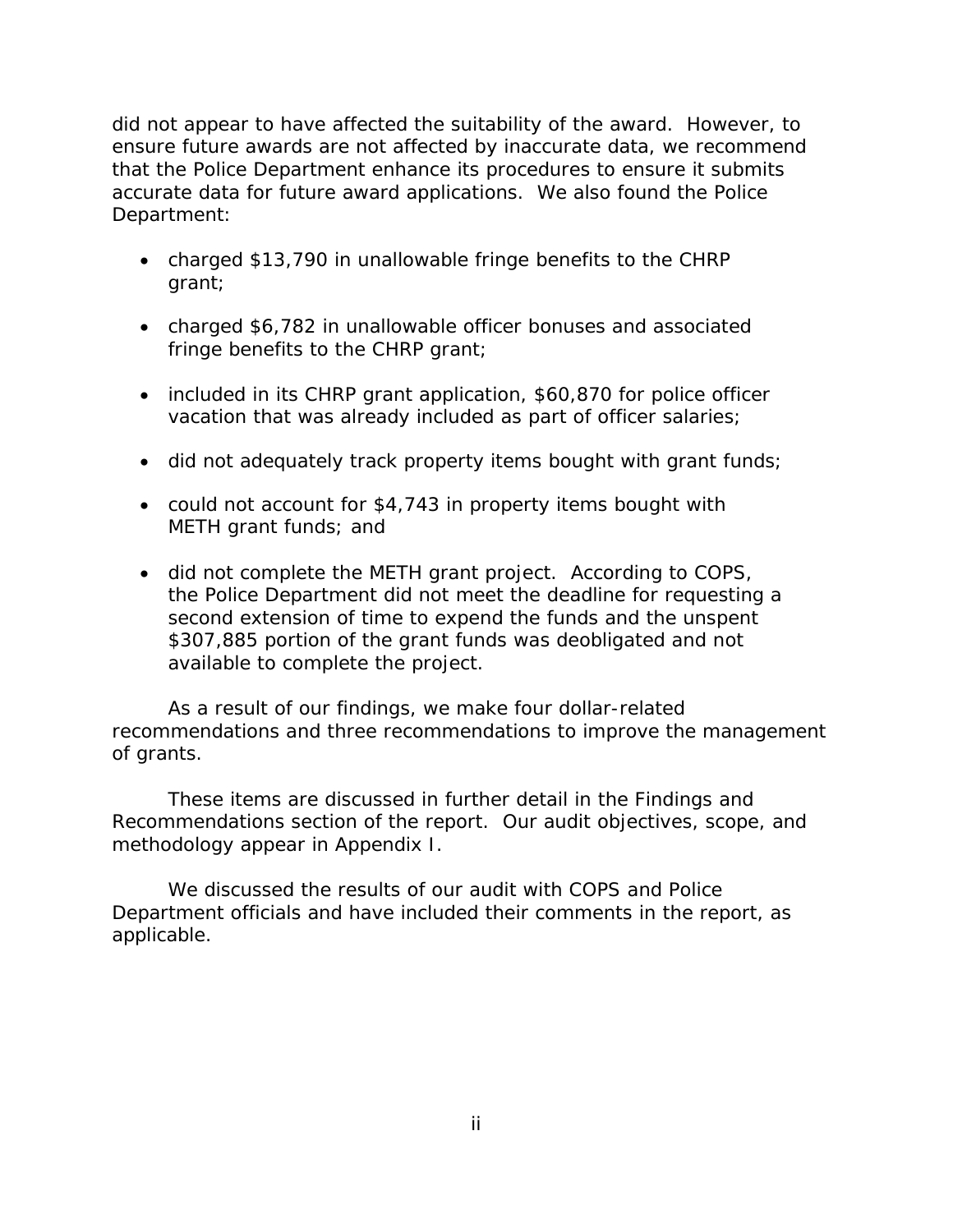did not appear to have affected the suitability of the award. However, to ensure future awards are not affected by inaccurate data, we recommend that the Police Department enhance its procedures to ensure it submits accurate data for future award applications. We also found the Police Department:

- charged $13,790 in unallowable fringe benefits to the CHRP grant;
- charged $6,782 in unallowable officer bonuses and associated fringe benefits to the CHRP grant;
- included in its CHRP grant application, $60,870 for police officer vacation that was already included as part of officer salaries;
- did not adequately track property items bought with grant funds;
- could not account for $4,743 in property items bought with METH grant funds; and
- did not complete the METH grant project. According to COPS, the Police Department did not meet the deadline for requesting a second extension of time to expend the funds and the unspent $307,885 portion of the grant funds was deobligated and not available to complete the project.

As a result of our findings, we make four dollar-related recommendations and three recommendations to improve the management of grants.

These items are discussed in further detail in the Findings and Recommendations section of the report. Our audit objectives, scope, and methodology appear in Appendix I.

We discussed the results of our audit with COPS and Police Department officials and have included their comments in the report, as applicable.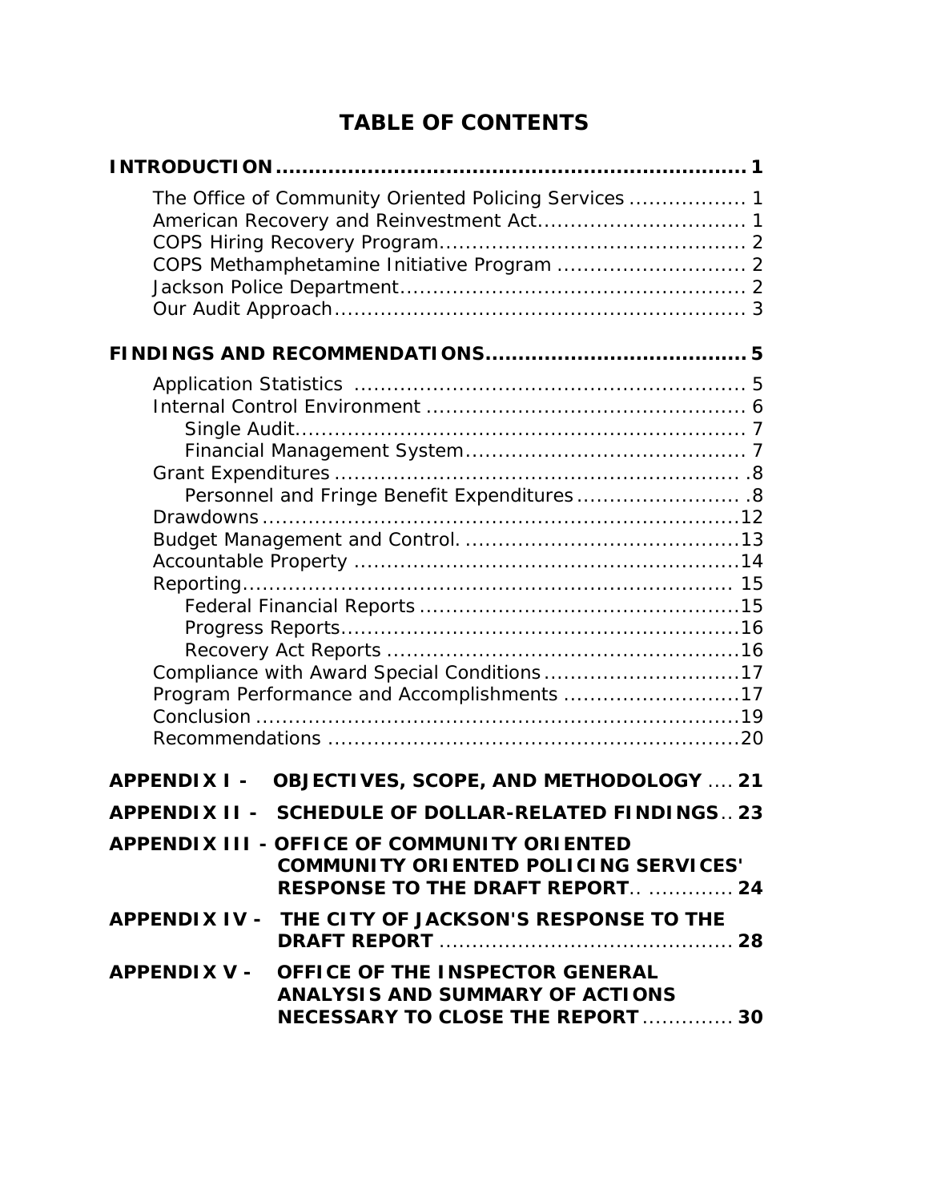# TABLE OF CONTENTS

**INTRODUCTION........................................................................ 1**

- The Office of Community Oriented Policing Services ................. 1
- American Recovery and Reinvestment Act............................... 1
- COPS Hiring Recovery Program.............................................. 2
- COPS Methamphetamine Initiative Program ............................ 2
- Jackson Police Department.................................................... 2
- Our Audit Approach.............................................................. 3

**FINDINGS AND RECOMMENDATIONS....................................... 5**

- Application Statistics .......................................................... 5
- Internal Control Environment ................................................ 6
  - Single Audit................................................................... 7
  - Financial Management System.......................................... 7
- Grant Expenditures ............................................................ .8
  - Personnel and Fringe Benefit Expenditures......................... .8
- Drawdowns........................................................................12
- Budget Management and Control. ..........................................13
- Accountable Property ..........................................................14
- Reporting.......................................................................... 15
  - Federal Financial Reports ................................................15
  - Progress Reports............................................................16
  - Recovery Act Reports .....................................................16
- Compliance with Award Special Conditions.............................17
- Program Performance and Accomplishments ..........................17
- Conclusion .........................................................................19
- Recommendations ..............................................................20

**APPENDIX I - OBJECTIVES, SCOPE, AND METHODOLOGY .... 21**

**APPENDIX II - SCHEDULE OF DOLLAR-RELATED FINDINGS.. 23**

**APPENDIX III - OFFICE OF COMMUNITY ORIENTED COMMUNITY ORIENTED POLICING SERVICES' RESPONSE TO THE DRAFT REPORT.. ............. 24**

**APPENDIX IV - THE CITY OF JACKSON'S RESPONSE TO THE DRAFT REPORT ............................................. 28**

**APPENDIX V - OFFICE OF THE INSPECTOR GENERAL ANALYSIS AND SUMMARY OF ACTIONS NECESSARY TO CLOSE THE REPORT.............. 30**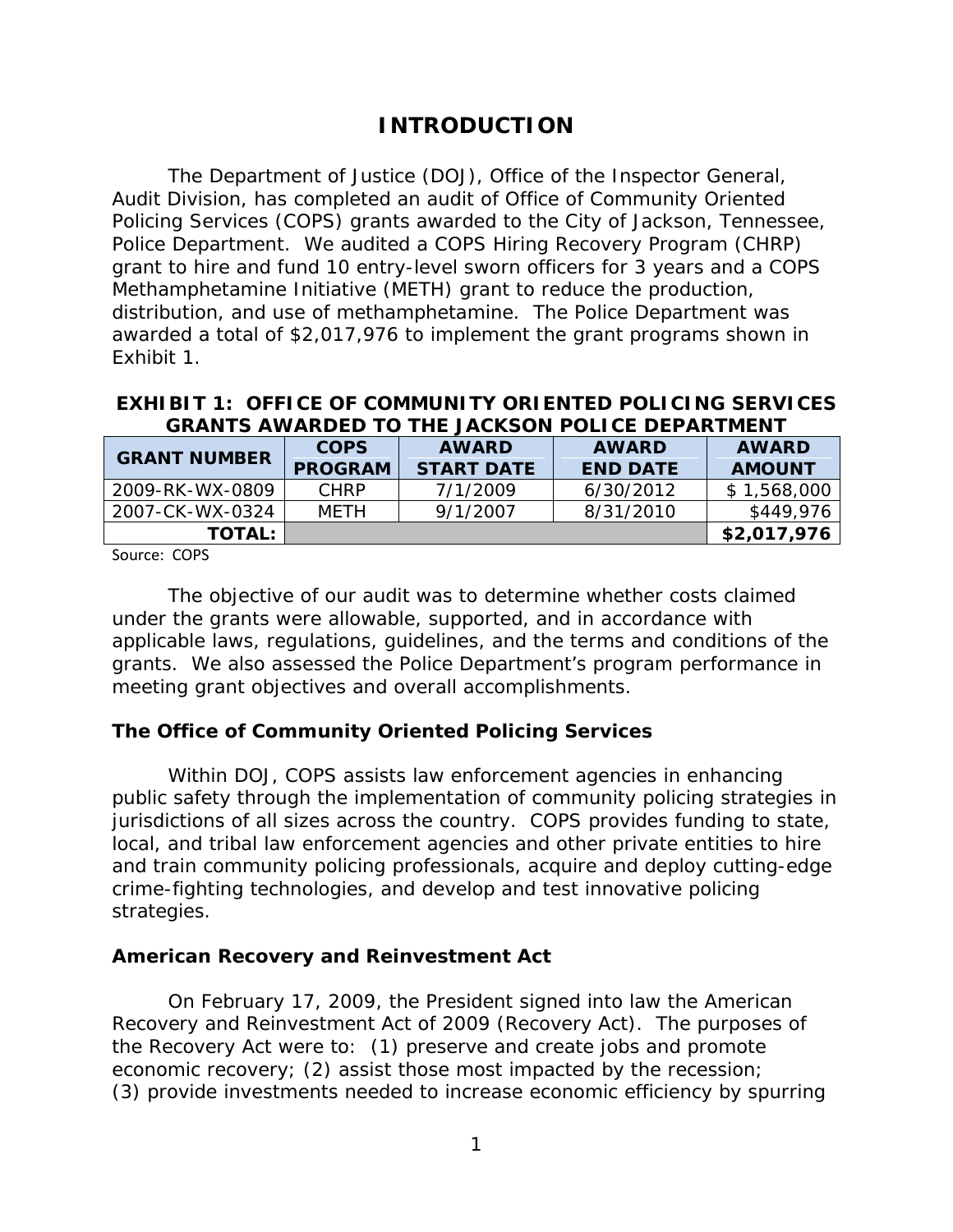# INTRODUCTION

The Department of Justice (DOJ), Office of the Inspector General, Audit Division, has completed an audit of Office of Community Oriented Policing Services (COPS) grants awarded to the City of Jackson, Tennessee, Police Department. We audited a COPS Hiring Recovery Program (CHRP) grant to hire and fund 10 entry-level sworn officers for 3 years and a COPS Methamphetamine Initiative (METH) grant to reduce the production, distribution, and use of methamphetamine. The Police Department was awarded a total of $2,017,976 to implement the grant programs shown in Exhibit 1.

**EXHIBIT 1: OFFICE OF COMMUNITY ORIENTED POLICING SERVICES GRANTS AWARDED TO THE JACKSON POLICE DEPARTMENT**

| GRANT NUMBER | COPS PROGRAM | AWARD START DATE | AWARD END DATE | AWARD AMOUNT |
|---|---|---|---|---|
| 2009-RK-WX-0809 | CHRP | 7/1/2009 | 6/30/2012 | $ 1,568,000 |
| 2007-CK-WX-0324 | METH | 9/1/2007 | 8/31/2010 | $449,976 |
| **TOTAL:** | | | | **$2,017,976** |

Source: COPS

The objective of our audit was to determine whether costs claimed under the grants were allowable, supported, and in accordance with applicable laws, regulations, guidelines, and the terms and conditions of the grants. We also assessed the Police Department's program performance in meeting grant objectives and overall accomplishments.

### The Office of Community Oriented Policing Services

Within DOJ, COPS assists law enforcement agencies in enhancing public safety through the implementation of community policing strategies in jurisdictions of all sizes across the country. COPS provides funding to state, local, and tribal law enforcement agencies and other private entities to hire and train community policing professionals, acquire and deploy cutting-edge crime-fighting technologies, and develop and test innovative policing strategies.

### American Recovery and Reinvestment Act

On February 17, 2009, the President signed into law the American Recovery and Reinvestment Act of 2009 (Recovery Act). The purposes of the Recovery Act were to: (1) preserve and create jobs and promote economic recovery; (2) assist those most impacted by the recession; (3) provide investments needed to increase economic efficiency by spurring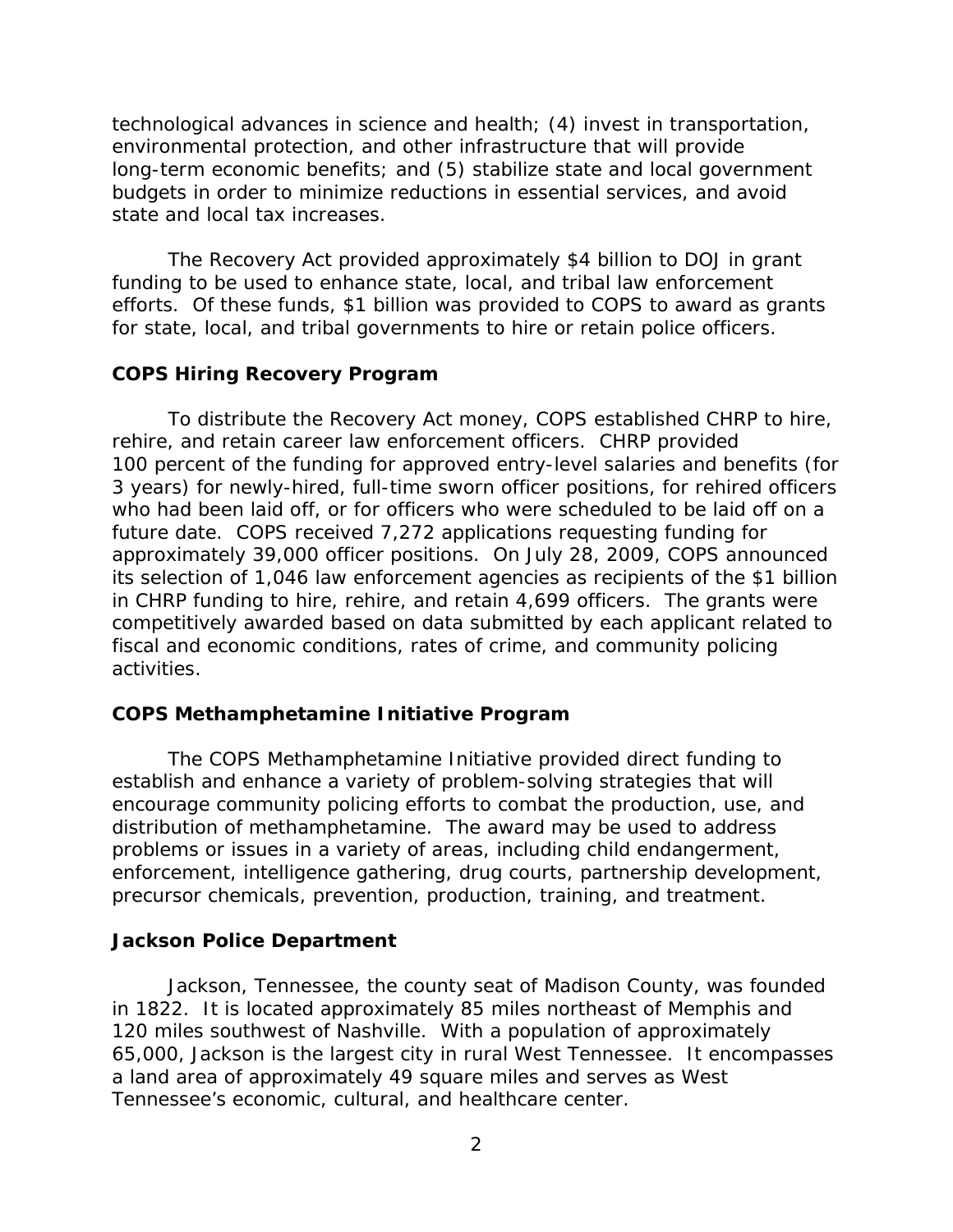technological advances in science and health; (4) invest in transportation, environmental protection, and other infrastructure that will provide long-term economic benefits; and (5) stabilize state and local government budgets in order to minimize reductions in essential services, and avoid state and local tax increases.

The Recovery Act provided approximately $4 billion to DOJ in grant funding to be used to enhance state, local, and tribal law enforcement efforts. Of these funds, $1 billion was provided to COPS to award as grants for state, local, and tribal governments to hire or retain police officers.

### COPS Hiring Recovery Program

To distribute the Recovery Act money, COPS established CHRP to hire, rehire, and retain career law enforcement officers. CHRP provided 100 percent of the funding for approved entry-level salaries and benefits (for 3 years) for newly-hired, full-time sworn officer positions, for rehired officers who had been laid off, or for officers who were scheduled to be laid off on a future date. COPS received 7,272 applications requesting funding for approximately 39,000 officer positions. On July 28, 2009, COPS announced its selection of 1,046 law enforcement agencies as recipients of the $1 billion in CHRP funding to hire, rehire, and retain 4,699 officers. The grants were competitively awarded based on data submitted by each applicant related to fiscal and economic conditions, rates of crime, and community policing activities.

### COPS Methamphetamine Initiative Program

The COPS Methamphetamine Initiative provided direct funding to establish and enhance a variety of problem-solving strategies that will encourage community policing efforts to combat the production, use, and distribution of methamphetamine. The award may be used to address problems or issues in a variety of areas, including child endangerment, enforcement, intelligence gathering, drug courts, partnership development, precursor chemicals, prevention, production, training, and treatment.

### Jackson Police Department

Jackson, Tennessee, the county seat of Madison County, was founded in 1822. It is located approximately 85 miles northeast of Memphis and 120 miles southwest of Nashville. With a population of approximately 65,000, Jackson is the largest city in rural West Tennessee. It encompasses a land area of approximately 49 square miles and serves as West Tennessee's economic, cultural, and healthcare center.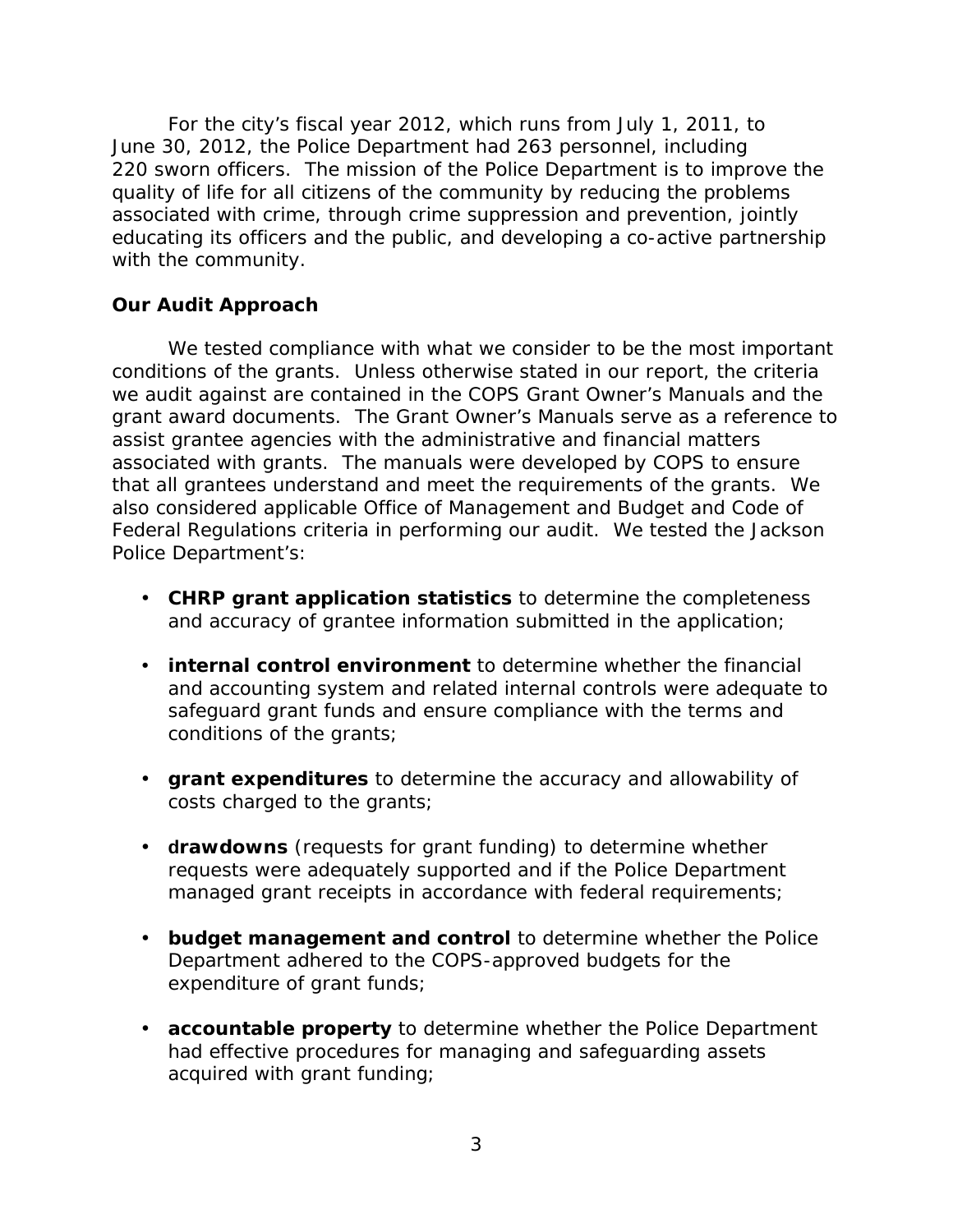For the city's fiscal year 2012, which runs from July 1, 2011, to June 30, 2012, the Police Department had 263 personnel, including 220 sworn officers. The mission of the Police Department is to improve the quality of life for all citizens of the community by reducing the problems associated with crime, through crime suppression and prevention, jointly educating its officers and the public, and developing a co-active partnership with the community.

### Our Audit Approach

We tested compliance with what we consider to be the most important conditions of the grants. Unless otherwise stated in our report, the criteria we audit against are contained in the COPS Grant Owner's Manuals and the grant award documents. The Grant Owner's Manuals serve as a reference to assist grantee agencies with the administrative and financial matters associated with grants. The manuals were developed by COPS to ensure that all grantees understand and meet the requirements of the grants. We also considered applicable Office of Management and Budget and Code of Federal Regulations criteria in performing our audit. We tested the Jackson Police Department's:

- **CHRP grant application statistics** to determine the completeness and accuracy of grantee information submitted in the application;
- **internal control environment** to determine whether the financial and accounting system and related internal controls were adequate to safeguard grant funds and ensure compliance with the terms and conditions of the grants;
- **grant expenditures** to determine the accuracy and allowability of costs charged to the grants;
- **drawdowns** (requests for grant funding) to determine whether requests were adequately supported and if the Police Department managed grant receipts in accordance with federal requirements;
- **budget management and control** to determine whether the Police Department adhered to the COPS-approved budgets for the expenditure of grant funds;
- **accountable property** to determine whether the Police Department had effective procedures for managing and safeguarding assets acquired with grant funding;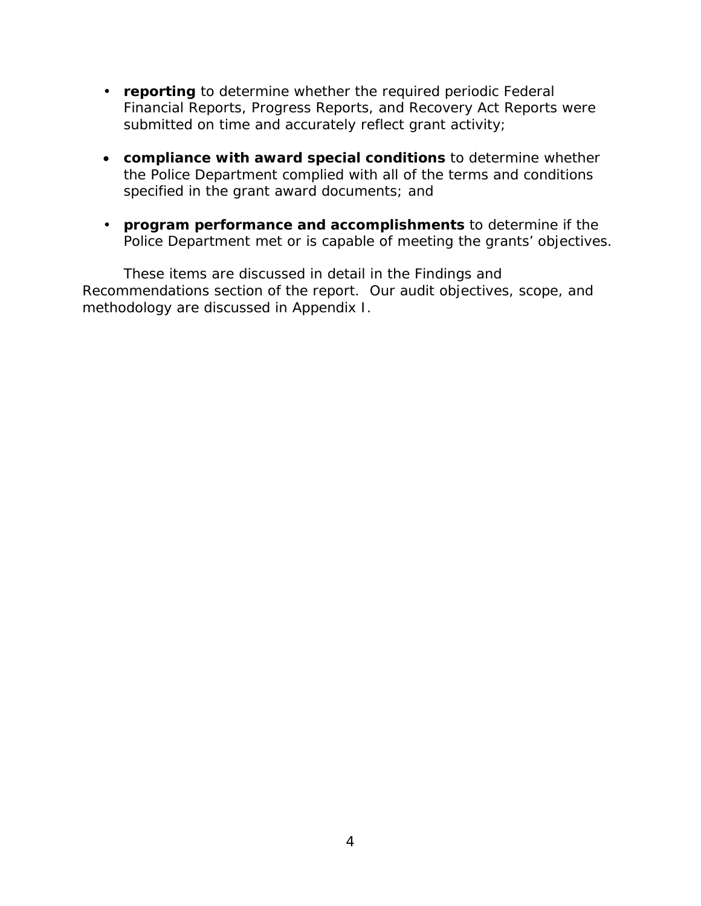- **reporting** to determine whether the required periodic Federal Financial Reports, Progress Reports, and Recovery Act Reports were submitted on time and accurately reflect grant activity;

- **compliance with award special conditions** to determine whether the Police Department complied with all of the terms and conditions specified in the grant award documents; and

- **program performance and accomplishments** to determine if the Police Department met or is capable of meeting the grants' objectives.

These items are discussed in detail in the Findings and Recommendations section of the report. Our audit objectives, scope, and methodology are discussed in Appendix I.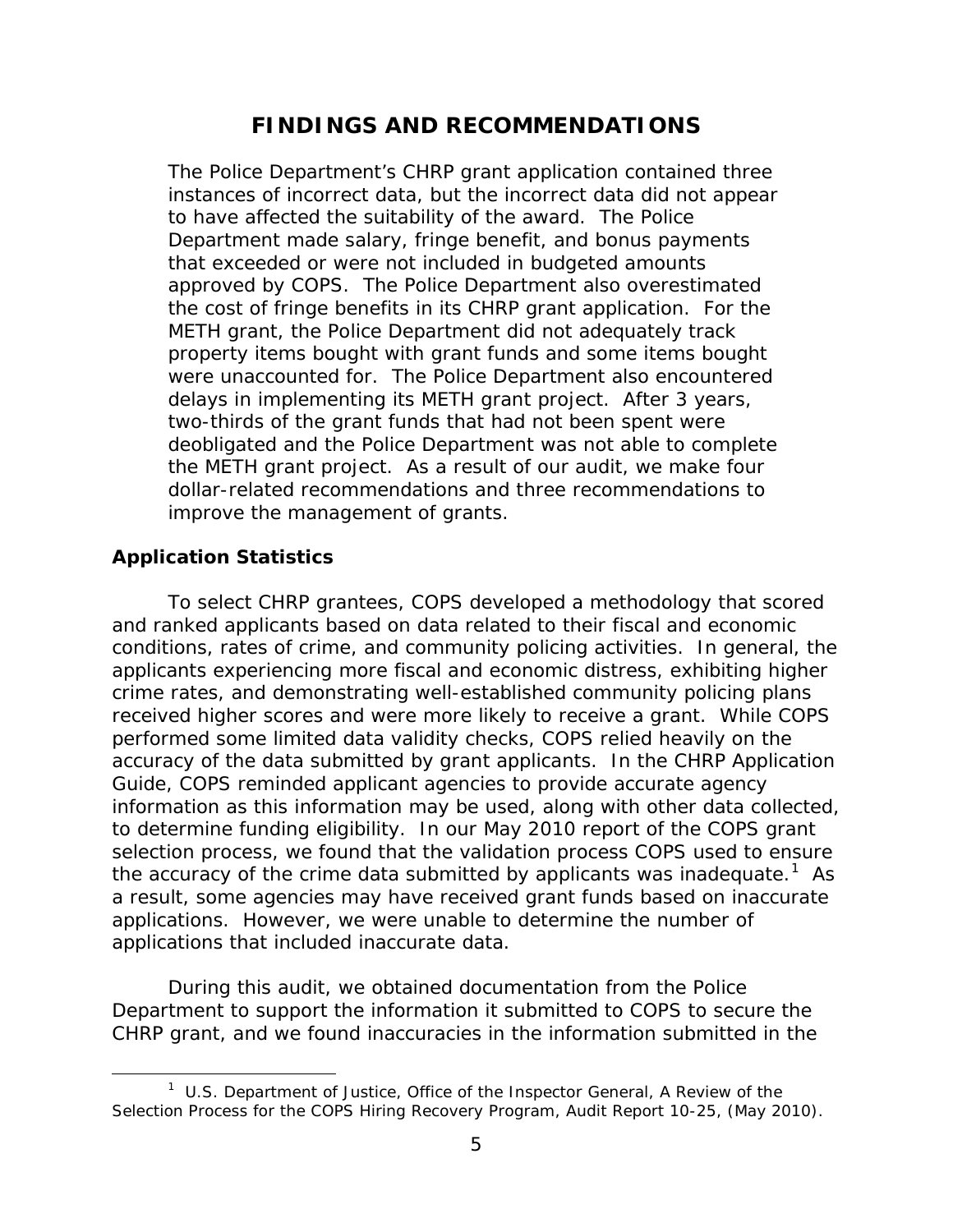# FINDINGS AND RECOMMENDATIONS

The Police Department's CHRP grant application contained three instances of incorrect data, but the incorrect data did not appear to have affected the suitability of the award. The Police Department made salary, fringe benefit, and bonus payments that exceeded or were not included in budgeted amounts approved by COPS. The Police Department also overestimated the cost of fringe benefits in its CHRP grant application. For the METH grant, the Police Department did not adequately track property items bought with grant funds and some items bought were unaccounted for. The Police Department also encountered delays in implementing its METH grant project. After 3 years, two-thirds of the grant funds that had not been spent were deobligated and the Police Department was not able to complete the METH grant project. As a result of our audit, we make four dollar-related recommendations and three recommendations to improve the management of grants.

## Application Statistics

To select CHRP grantees, COPS developed a methodology that scored and ranked applicants based on data related to their fiscal and economic conditions, rates of crime, and community policing activities. In general, the applicants experiencing more fiscal and economic distress, exhibiting higher crime rates, and demonstrating well-established community policing plans received higher scores and were more likely to receive a grant. While COPS performed some limited data validity checks, COPS relied heavily on the accuracy of the data submitted by grant applicants. In the CHRP Application Guide, COPS reminded applicant agencies to provide accurate agency information as this information may be used, along with other data collected, to determine funding eligibility. In our May 2010 report of the COPS grant selection process, we found that the validation process COPS used to ensure the accuracy of the crime data submitted by applicants was inadequate.[1] As a result, some agencies may have received grant funds based on inaccurate applications. However, we were unable to determine the number of applications that included inaccurate data.

During this audit, we obtained documentation from the Police Department to support the information it submitted to COPS to secure the CHRP grant, and we found inaccuracies in the information submitted in the

[1] U.S. Department of Justice, Office of the Inspector General, A Review of the Selection Process for the COPS Hiring Recovery Program, Audit Report 10-25, (May 2010).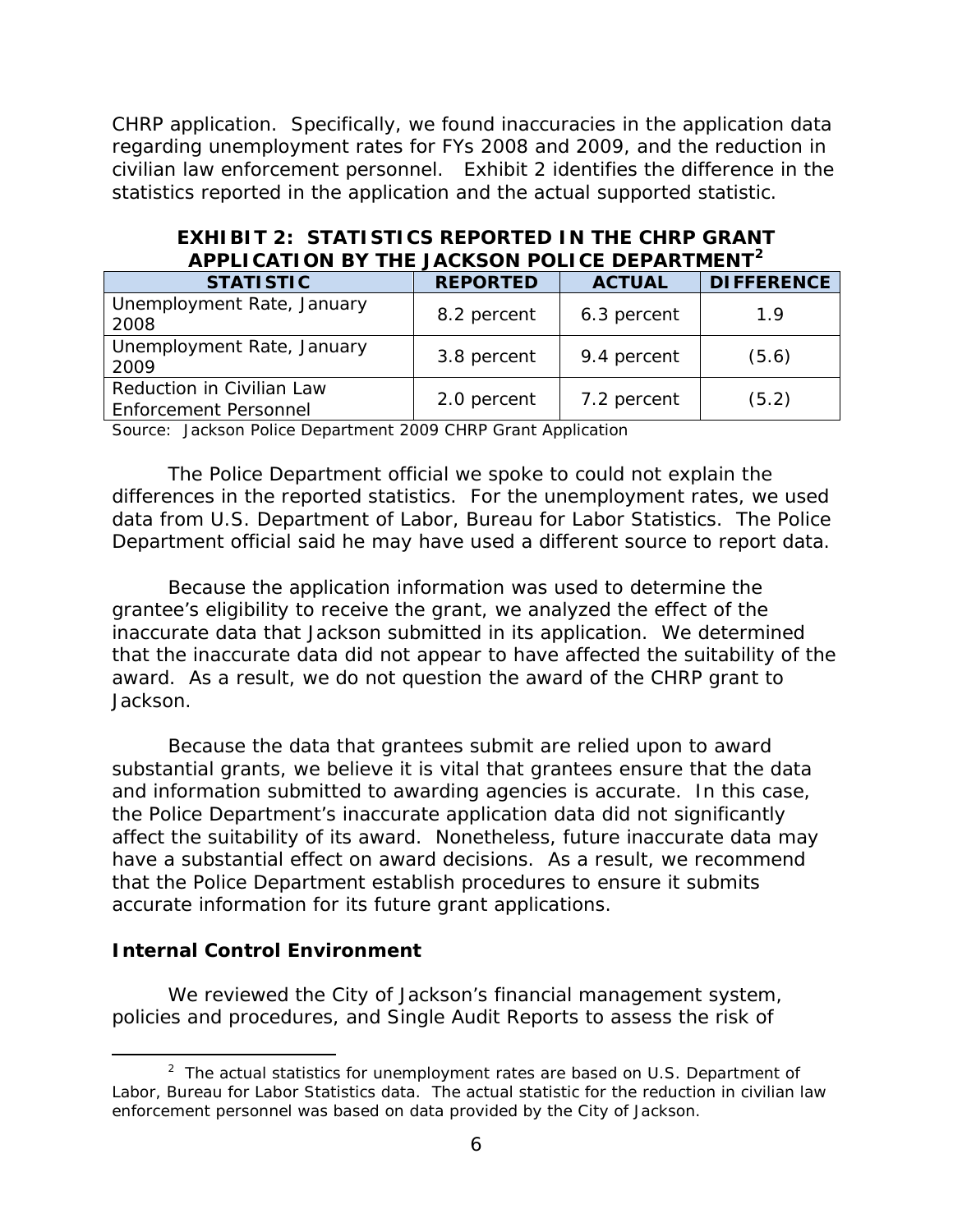CHRP application. Specifically, we found inaccuracies in the application data regarding unemployment rates for FYs 2008 and 2009, and the reduction in civilian law enforcement personnel. Exhibit 2 identifies the difference in the statistics reported in the application and the actual supported statistic.

**EXHIBIT 2: STATISTICS REPORTED IN THE CHRP GRANT APPLICATION BY THE JACKSON POLICE DEPARTMENT[2]**

| STATISTIC | REPORTED | ACTUAL | DIFFERENCE |
|---|---|---|---|
| Unemployment Rate, January 2008 | 8.2 percent | 6.3 percent | 1.9 |
| Unemployment Rate, January 2009 | 3.8 percent | 9.4 percent | (5.6) |
| Reduction in Civilian Law Enforcement Personnel | 2.0 percent | 7.2 percent | (5.2) |

Source: Jackson Police Department 2009 CHRP Grant Application

The Police Department official we spoke to could not explain the differences in the reported statistics. For the unemployment rates, we used data from U.S. Department of Labor, Bureau for Labor Statistics. The Police Department official said he may have used a different source to report data.

Because the application information was used to determine the grantee's eligibility to receive the grant, we analyzed the effect of the inaccurate data that Jackson submitted in its application. We determined that the inaccurate data did not appear to have affected the suitability of the award. As a result, we do not question the award of the CHRP grant to Jackson.

Because the data that grantees submit are relied upon to award substantial grants, we believe it is vital that grantees ensure that the data and information submitted to awarding agencies is accurate. In this case, the Police Department's inaccurate application data did not significantly affect the suitability of its award. Nonetheless, future inaccurate data may have a substantial effect on award decisions. As a result, we recommend that the Police Department establish procedures to ensure it submits accurate information for its future grant applications.

### Internal Control Environment

We reviewed the City of Jackson's financial management system, policies and procedures, and Single Audit Reports to assess the risk of

---

[2] The actual statistics for unemployment rates are based on U.S. Department of Labor, Bureau for Labor Statistics data. The actual statistic for the reduction in civilian law enforcement personnel was based on data provided by the City of Jackson.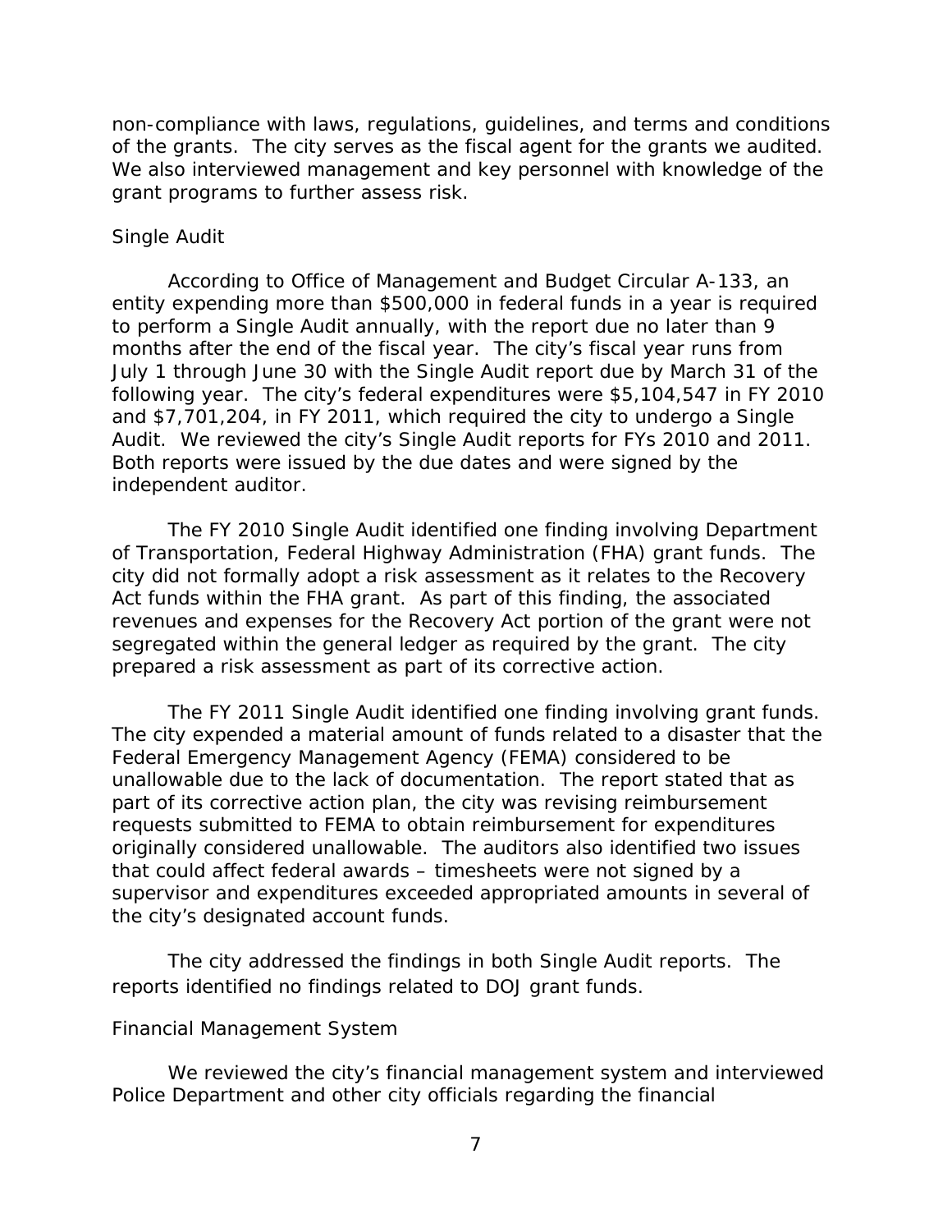non-compliance with laws, regulations, guidelines, and terms and conditions of the grants. The city serves as the fiscal agent for the grants we audited. We also interviewed management and key personnel with knowledge of the grant programs to further assess risk.

*Single Audit*

According to Office of Management and Budget Circular A-133, an entity expending more than $500,000 in federal funds in a year is required to perform a Single Audit annually, with the report due no later than 9 months after the end of the fiscal year. The city's fiscal year runs from July 1 through June 30 with the Single Audit report due by March 31 of the following year. The city's federal expenditures were $5,104,547 in FY 2010 and $7,701,204, in FY 2011, which required the city to undergo a Single Audit. We reviewed the city's Single Audit reports for FYs 2010 and 2011. Both reports were issued by the due dates and were signed by the independent auditor.

The FY 2010 Single Audit identified one finding involving Department of Transportation, Federal Highway Administration (FHA) grant funds. The city did not formally adopt a risk assessment as it relates to the Recovery Act funds within the FHA grant. As part of this finding, the associated revenues and expenses for the Recovery Act portion of the grant were not segregated within the general ledger as required by the grant. The city prepared a risk assessment as part of its corrective action.

The FY 2011 Single Audit identified one finding involving grant funds. The city expended a material amount of funds related to a disaster that the Federal Emergency Management Agency (FEMA) considered to be unallowable due to the lack of documentation. The report stated that as part of its corrective action plan, the city was revising reimbursement requests submitted to FEMA to obtain reimbursement for expenditures originally considered unallowable. The auditors also identified two issues that could affect federal awards – timesheets were not signed by a supervisor and expenditures exceeded appropriated amounts in several of the city's designated account funds.

The city addressed the findings in both Single Audit reports. The reports identified no findings related to DOJ grant funds.

*Financial Management System*

We reviewed the city's financial management system and interviewed Police Department and other city officials regarding the financial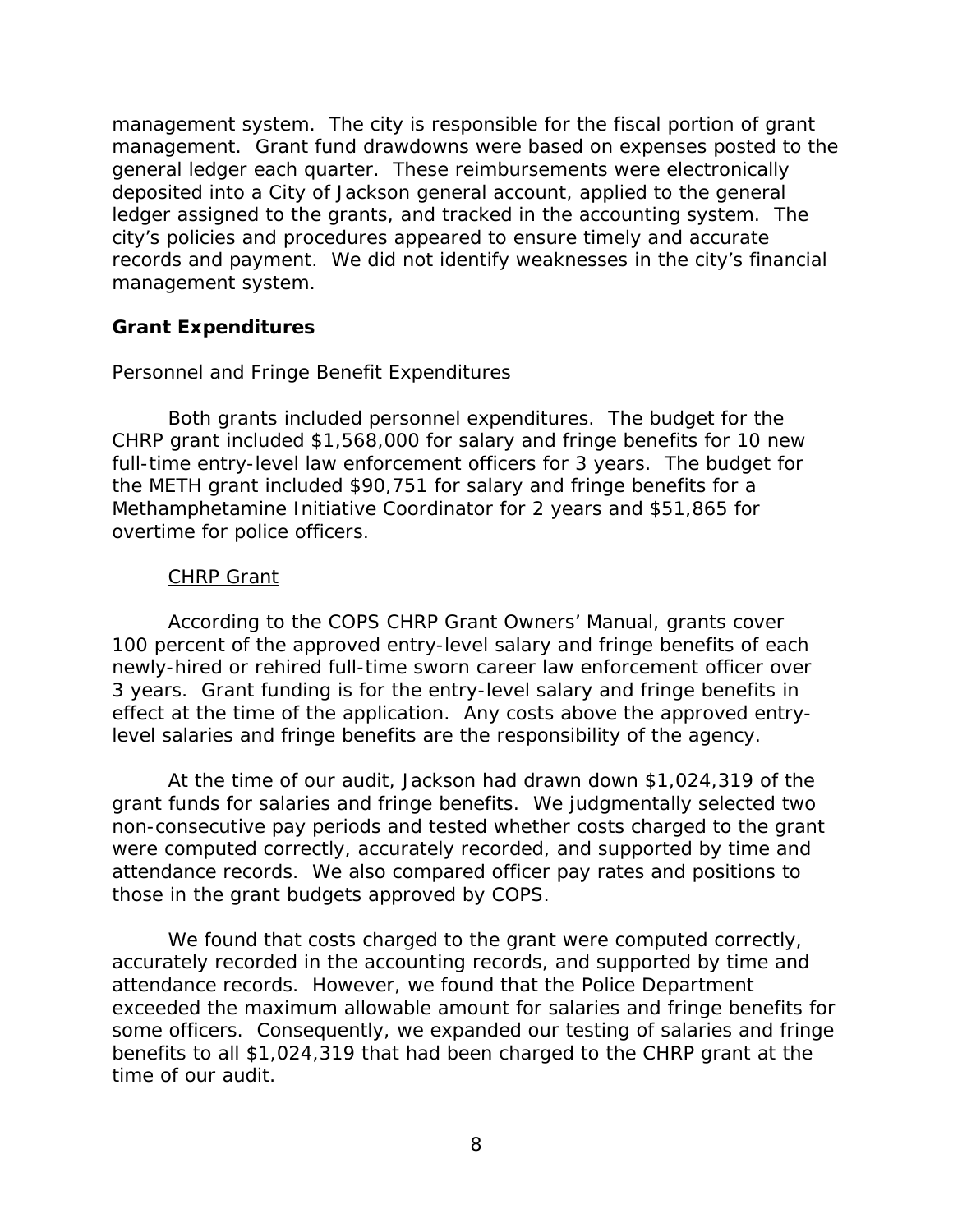management system. The city is responsible for the fiscal portion of grant management. Grant fund drawdowns were based on expenses posted to the general ledger each quarter. These reimbursements were electronically deposited into a City of Jackson general account, applied to the general ledger assigned to the grants, and tracked in the accounting system. The city's policies and procedures appeared to ensure timely and accurate records and payment. We did not identify weaknesses in the city's financial management system.

## Grant Expenditures

*Personnel and Fringe Benefit Expenditures*

Both grants included personnel expenditures. The budget for the CHRP grant included $1,568,000 for salary and fringe benefits for 10 new full-time entry-level law enforcement officers for 3 years. The budget for the METH grant included $90,751 for salary and fringe benefits for a Methamphetamine Initiative Coordinator for 2 years and $51,865 for overtime for police officers.

<u>CHRP Grant</u>

According to the COPS CHRP Grant Owners' Manual, grants cover 100 percent of the approved entry-level salary and fringe benefits of each newly-hired or rehired full-time sworn career law enforcement officer over 3 years. Grant funding is for the entry-level salary and fringe benefits in effect at the time of the application. Any costs above the approved entry-level salaries and fringe benefits are the responsibility of the agency.

At the time of our audit, Jackson had drawn down $1,024,319 of the grant funds for salaries and fringe benefits. We judgmentally selected two non-consecutive pay periods and tested whether costs charged to the grant were computed correctly, accurately recorded, and supported by time and attendance records. We also compared officer pay rates and positions to those in the grant budgets approved by COPS.

We found that costs charged to the grant were computed correctly, accurately recorded in the accounting records, and supported by time and attendance records. However, we found that the Police Department exceeded the maximum allowable amount for salaries and fringe benefits for some officers. Consequently, we expanded our testing of salaries and fringe benefits to all $1,024,319 that had been charged to the CHRP grant at the time of our audit.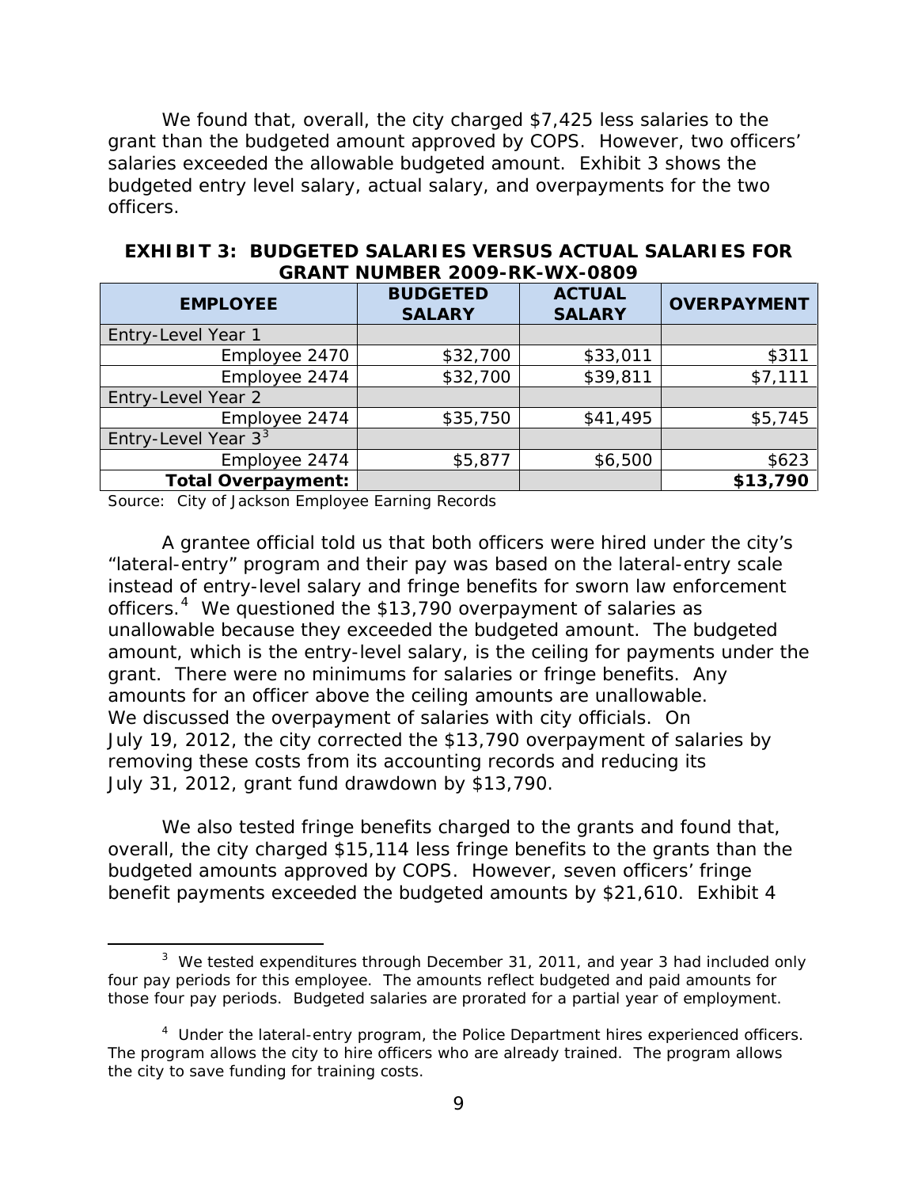We found that, overall, the city charged $7,425 less salaries to the grant than the budgeted amount approved by COPS. However, two officers' salaries exceeded the allowable budgeted amount. Exhibit 3 shows the budgeted entry level salary, actual salary, and overpayments for the two officers.

**EXHIBIT 3: BUDGETED SALARIES VERSUS ACTUAL SALARIES FOR GRANT NUMBER 2009-RK-WX-0809**

| EMPLOYEE | BUDGETED SALARY | ACTUAL SALARY | OVERPAYMENT |
|---|---|---|---|
| Entry-Level Year 1 | | | |
| Employee 2470 | $32,700 | $33,011 | $311 |
| Employee 2474 | $32,700 | $39,811 | $7,111 |
| Entry-Level Year 2 | | | |
| Employee 2474 | $35,750 | $41,495 | $5,745 |
| Entry-Level Year 3[3] | | | |
| Employee 2474 | $5,877 | $6,500 | $623 |
| **Total Overpayment:** | | | **$13,790** |

Source: City of Jackson Employee Earning Records

A grantee official told us that both officers were hired under the city's "lateral-entry" program and their pay was based on the lateral-entry scale instead of entry-level salary and fringe benefits for sworn law enforcement officers.[4] We questioned the $13,790 overpayment of salaries as unallowable because they exceeded the budgeted amount. The budgeted amount, which is the entry-level salary, is the ceiling for payments under the grant. There were no minimums for salaries or fringe benefits. Any amounts for an officer above the ceiling amounts are unallowable. We discussed the overpayment of salaries with city officials. On July 19, 2012, the city corrected the $13,790 overpayment of salaries by removing these costs from its accounting records and reducing its July 31, 2012, grant fund drawdown by $13,790.

We also tested fringe benefits charged to the grants and found that, overall, the city charged $15,114 less fringe benefits to the grants than the budgeted amounts approved by COPS. However, seven officers' fringe benefit payments exceeded the budgeted amounts by $21,610. Exhibit 4

---

[3] We tested expenditures through December 31, 2011, and year 3 had included only four pay periods for this employee. The amounts reflect budgeted and paid amounts for those four pay periods. Budgeted salaries are prorated for a partial year of employment.

[4] Under the lateral-entry program, the Police Department hires experienced officers. The program allows the city to hire officers who are already trained. The program allows the city to save funding for training costs.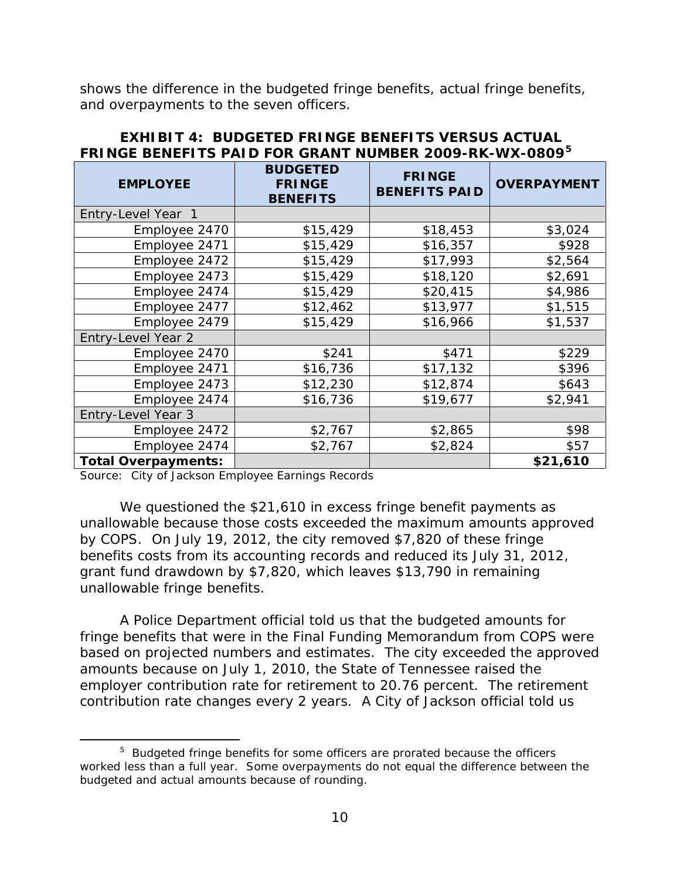shows the difference in the budgeted fringe benefits, actual fringe benefits, and overpayments to the seven officers.

**EXHIBIT 4: BUDGETED FRINGE BENEFITS VERSUS ACTUAL FRINGE BENEFITS PAID FOR GRANT NUMBER 2009-RK-WX-0809**[5]

| EMPLOYEE | BUDGETED FRINGE BENEFITS | FRINGE BENEFITS PAID | OVERPAYMENT |
|---|---|---|---|
| Entry-Level Year 1 | | | |
| Employee 2470 | $15,429 | $18,453 | $3,024 |
| Employee 2471 | $15,429 | $16,357 | $928 |
| Employee 2472 | $15,429 | $17,993 | $2,564 |
| Employee 2473 | $15,429 | $18,120 | $2,691 |
| Employee 2474 | $15,429 | $20,415 | $4,986 |
| Employee 2477 | $12,462 | $13,977 | $1,515 |
| Employee 2479 | $15,429 | $16,966 | $1,537 |
| Entry-Level Year 2 | | | |
| Employee 2470 | $241 | $471 | $229 |
| Employee 2471 | $16,736 | $17,132 | $396 |
| Employee 2473 | $12,230 | $12,874 | $643 |
| Employee 2474 | $16,736 | $19,677 | $2,941 |
| Entry-Level Year 3 | | | |
| Employee 2472 | $2,767 | $2,865 | $98 |
| Employee 2474 | $2,767 | $2,824 | $57 |
| **Total Overpayments:** | | | **$21,610** |

Source: City of Jackson Employee Earnings Records

We questioned the $21,610 in excess fringe benefit payments as unallowable because those costs exceeded the maximum amounts approved by COPS. On July 19, 2012, the city removed $7,820 of these fringe benefits costs from its accounting records and reduced its July 31, 2012, grant fund drawdown by $7,820, which leaves $13,790 in remaining unallowable fringe benefits.

A Police Department official told us that the budgeted amounts for fringe benefits that were in the Final Funding Memorandum from COPS were based on projected numbers and estimates. The city exceeded the approved amounts because on July 1, 2010, the State of Tennessee raised the employer contribution rate for retirement to 20.76 percent. The retirement contribution rate changes every 2 years. A City of Jackson official told us

[5] Budgeted fringe benefits for some officers are prorated because the officers worked less than a full year. Some overpayments do not equal the difference between the budgeted and actual amounts because of rounding.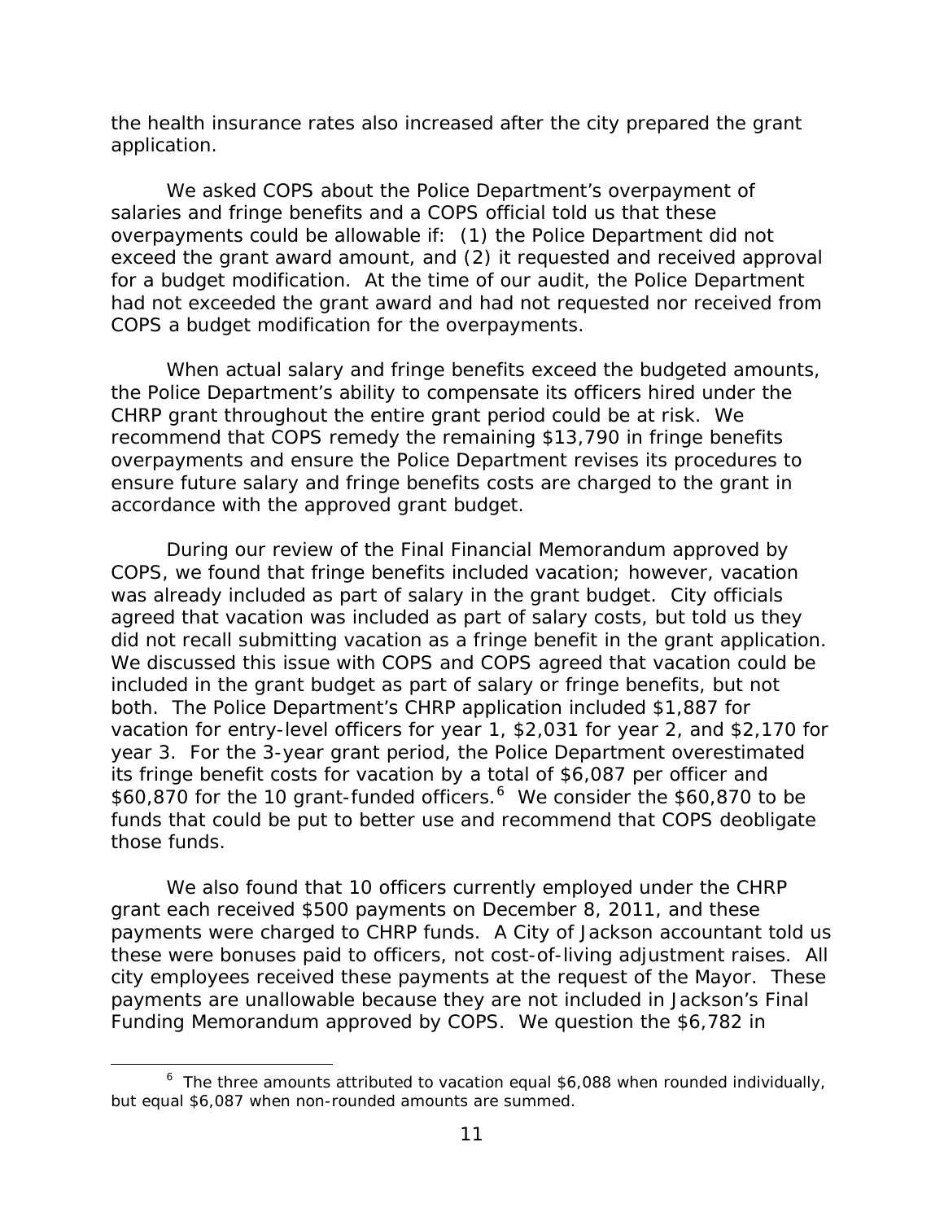the health insurance rates also increased after the city prepared the grant application.

We asked COPS about the Police Department's overpayment of salaries and fringe benefits and a COPS official told us that these overpayments could be allowable if: (1) the Police Department did not exceed the grant award amount, and (2) it requested and received approval for a budget modification. At the time of our audit, the Police Department had not exceeded the grant award and had not requested nor received from COPS a budget modification for the overpayments.

When actual salary and fringe benefits exceed the budgeted amounts, the Police Department's ability to compensate its officers hired under the CHRP grant throughout the entire grant period could be at risk. We recommend that COPS remedy the remaining $13,790 in fringe benefits overpayments and ensure the Police Department revises its procedures to ensure future salary and fringe benefits costs are charged to the grant in accordance with the approved grant budget.

During our review of the Final Financial Memorandum approved by COPS, we found that fringe benefits included vacation; however, vacation was already included as part of salary in the grant budget. City officials agreed that vacation was included as part of salary costs, but told us they did not recall submitting vacation as a fringe benefit in the grant application. We discussed this issue with COPS and COPS agreed that vacation could be included in the grant budget as part of salary or fringe benefits, but not both. The Police Department's CHRP application included $1,887 for vacation for entry-level officers for year 1, $2,031 for year 2, and $2,170 for year 3. For the 3-year grant period, the Police Department overestimated its fringe benefit costs for vacation by a total of $6,087 per officer and $60,870 for the 10 grant-funded officers.[6] We consider the $60,870 to be funds that could be put to better use and recommend that COPS deobligate those funds.

We also found that 10 officers currently employed under the CHRP grant each received $500 payments on December 8, 2011, and these payments were charged to CHRP funds. A City of Jackson accountant told us these were bonuses paid to officers, not cost-of-living adjustment raises. All city employees received these payments at the request of the Mayor. These payments are unallowable because they are not included in Jackson's Final Funding Memorandum approved by COPS. We question the $6,782 in

---

[6] The three amounts attributed to vacation equal $6,088 when rounded individually, but equal $6,087 when non-rounded amounts are summed.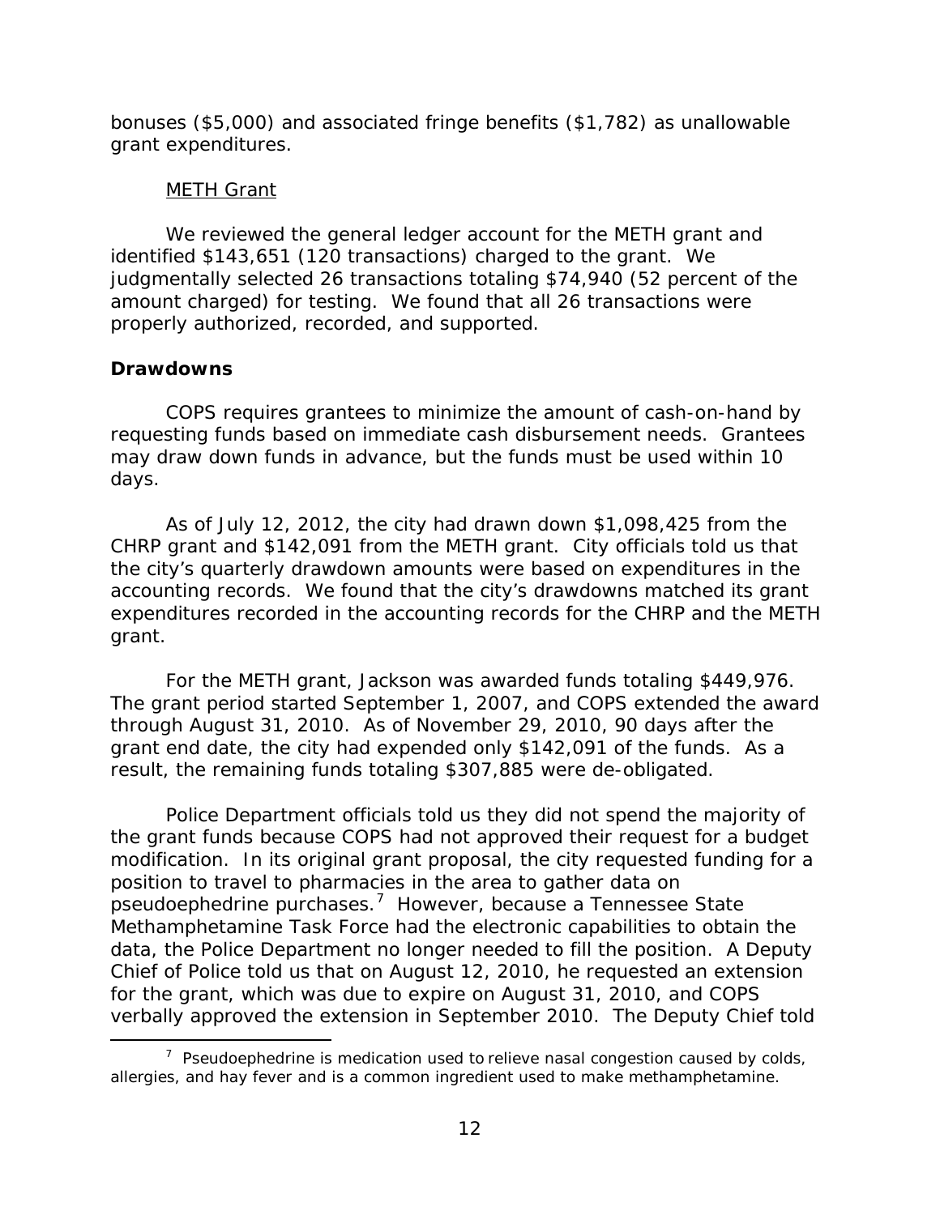bonuses ($5,000) and associated fringe benefits ($1,782) as unallowable grant expenditures.

METH Grant

We reviewed the general ledger account for the METH grant and identified $143,651 (120 transactions) charged to the grant. We judgmentally selected 26 transactions totaling $74,940 (52 percent of the amount charged) for testing. We found that all 26 transactions were properly authorized, recorded, and supported.

**Drawdowns**

COPS requires grantees to minimize the amount of cash-on-hand by requesting funds based on immediate cash disbursement needs. Grantees may draw down funds in advance, but the funds must be used within 10 days.

As of July 12, 2012, the city had drawn down $1,098,425 from the CHRP grant and $142,091 from the METH grant. City officials told us that the city's quarterly drawdown amounts were based on expenditures in the accounting records. We found that the city's drawdowns matched its grant expenditures recorded in the accounting records for the CHRP and the METH grant.

For the METH grant, Jackson was awarded funds totaling $449,976. The grant period started September 1, 2007, and COPS extended the award through August 31, 2010. As of November 29, 2010, 90 days after the grant end date, the city had expended only $142,091 of the funds. As a result, the remaining funds totaling $307,885 were de-obligated.

Police Department officials told us they did not spend the majority of the grant funds because COPS had not approved their request for a budget modification. In its original grant proposal, the city requested funding for a position to travel to pharmacies in the area to gather data on pseudoephedrine purchases.[7] However, because a Tennessee State Methamphetamine Task Force had the electronic capabilities to obtain the data, the Police Department no longer needed to fill the position. A Deputy Chief of Police told us that on August 12, 2010, he requested an extension for the grant, which was due to expire on August 31, 2010, and COPS verbally approved the extension in September 2010. The Deputy Chief told

[7] Pseudoephedrine is medication used to relieve nasal congestion caused by colds, allergies, and hay fever and is a common ingredient used to make methamphetamine.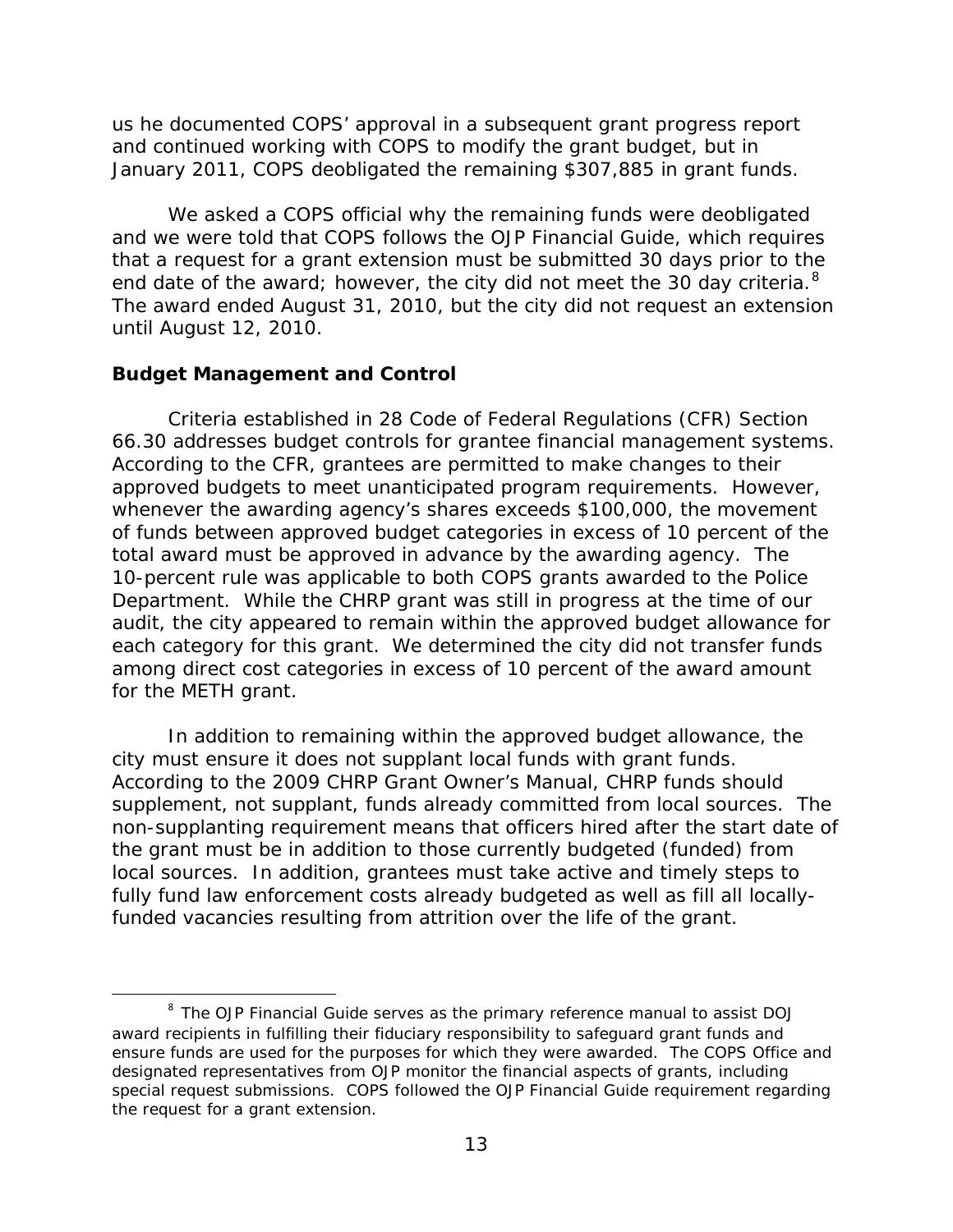us he documented COPS' approval in a subsequent grant progress report and continued working with COPS to modify the grant budget, but in January 2011, COPS deobligated the remaining $307,885 in grant funds.

We asked a COPS official why the remaining funds were deobligated and we were told that COPS follows the OJP Financial Guide, which requires that a request for a grant extension must be submitted 30 days prior to the end date of the award; however, the city did not meet the 30 day criteria.[8] The award ended August 31, 2010, but the city did not request an extension until August 12, 2010.

## Budget Management and Control

Criteria established in 28 Code of Federal Regulations (CFR) Section 66.30 addresses budget controls for grantee financial management systems. According to the CFR, grantees are permitted to make changes to their approved budgets to meet unanticipated program requirements. However, whenever the awarding agency's shares exceeds $100,000, the movement of funds between approved budget categories in excess of 10 percent of the total award must be approved in advance by the awarding agency. The 10-percent rule was applicable to both COPS grants awarded to the Police Department. While the CHRP grant was still in progress at the time of our audit, the city appeared to remain within the approved budget allowance for each category for this grant. We determined the city did not transfer funds among direct cost categories in excess of 10 percent of the award amount for the METH grant.

In addition to remaining within the approved budget allowance, the city must ensure it does not supplant local funds with grant funds. According to the 2009 CHRP Grant Owner's Manual, CHRP funds should supplement, not supplant, funds already committed from local sources. The non-supplanting requirement means that officers hired after the start date of the grant must be in addition to those currently budgeted (funded) from local sources. In addition, grantees must take active and timely steps to fully fund law enforcement costs already budgeted as well as fill all locally-funded vacancies resulting from attrition over the life of the grant.

[8] The OJP Financial Guide serves as the primary reference manual to assist DOJ award recipients in fulfilling their fiduciary responsibility to safeguard grant funds and ensure funds are used for the purposes for which they were awarded. The COPS Office and designated representatives from OJP monitor the financial aspects of grants, including special request submissions. COPS followed the OJP Financial Guide requirement regarding the request for a grant extension.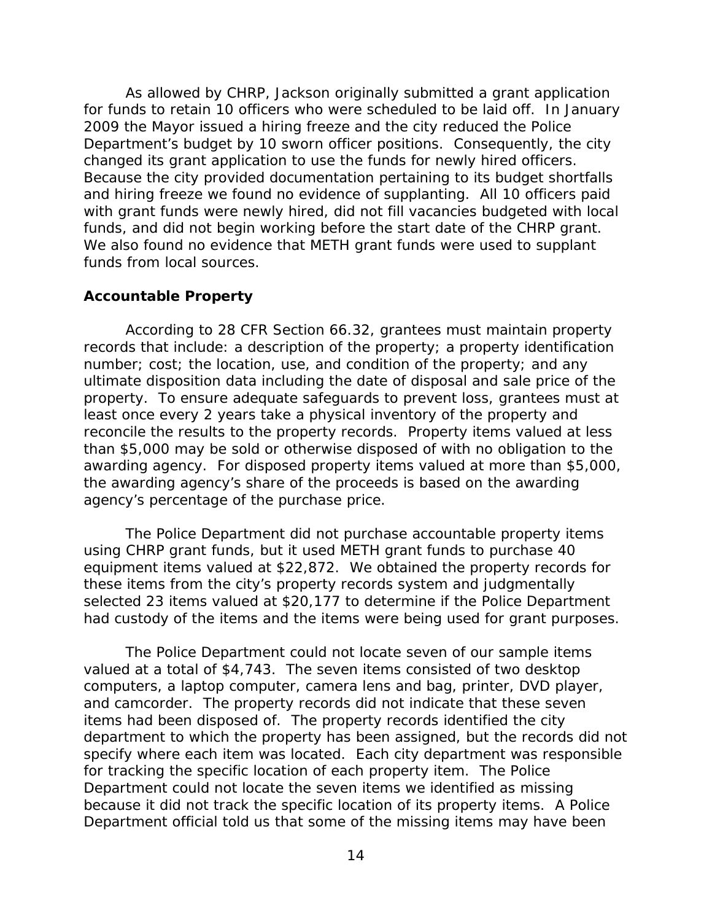As allowed by CHRP, Jackson originally submitted a grant application for funds to retain 10 officers who were scheduled to be laid off. In January 2009 the Mayor issued a hiring freeze and the city reduced the Police Department's budget by 10 sworn officer positions. Consequently, the city changed its grant application to use the funds for newly hired officers. Because the city provided documentation pertaining to its budget shortfalls and hiring freeze we found no evidence of supplanting. All 10 officers paid with grant funds were newly hired, did not fill vacancies budgeted with local funds, and did not begin working before the start date of the CHRP grant. We also found no evidence that METH grant funds were used to supplant funds from local sources.

**Accountable Property**

According to 28 CFR Section 66.32, grantees must maintain property records that include: a description of the property; a property identification number; cost; the location, use, and condition of the property; and any ultimate disposition data including the date of disposal and sale price of the property. To ensure adequate safeguards to prevent loss, grantees must at least once every 2 years take a physical inventory of the property and reconcile the results to the property records. Property items valued at less than $5,000 may be sold or otherwise disposed of with no obligation to the awarding agency. For disposed property items valued at more than $5,000, the awarding agency's share of the proceeds is based on the awarding agency's percentage of the purchase price.

The Police Department did not purchase accountable property items using CHRP grant funds, but it used METH grant funds to purchase 40 equipment items valued at $22,872. We obtained the property records for these items from the city's property records system and judgmentally selected 23 items valued at $20,177 to determine if the Police Department had custody of the items and the items were being used for grant purposes.

The Police Department could not locate seven of our sample items valued at a total of $4,743. The seven items consisted of two desktop computers, a laptop computer, camera lens and bag, printer, DVD player, and camcorder. The property records did not indicate that these seven items had been disposed of. The property records identified the city department to which the property has been assigned, but the records did not specify where each item was located. Each city department was responsible for tracking the specific location of each property item. The Police Department could not locate the seven items we identified as missing because it did not track the specific location of its property items. A Police Department official told us that some of the missing items may have been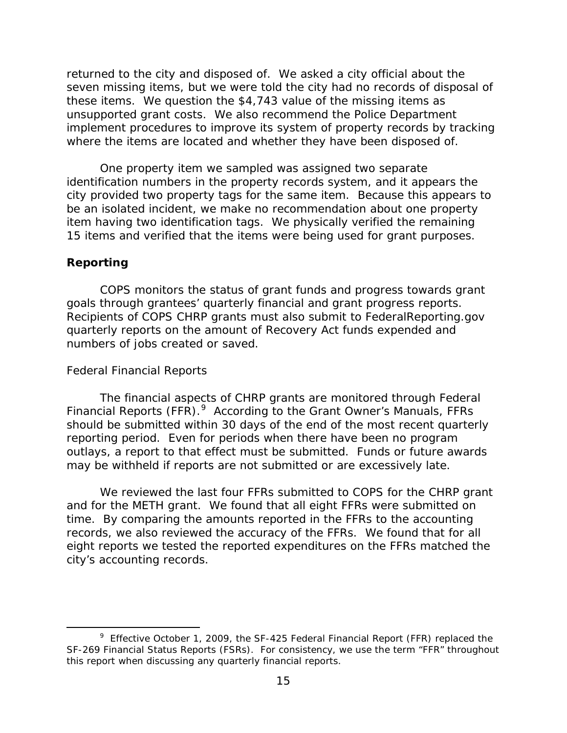returned to the city and disposed of. We asked a city official about the seven missing items, but we were told the city had no records of disposal of these items. We question the $4,743 value of the missing items as unsupported grant costs. We also recommend the Police Department implement procedures to improve its system of property records by tracking where the items are located and whether they have been disposed of.

One property item we sampled was assigned two separate identification numbers in the property records system, and it appears the city provided two property tags for the same item. Because this appears to be an isolated incident, we make no recommendation about one property item having two identification tags. We physically verified the remaining 15 items and verified that the items were being used for grant purposes.

**Reporting**

COPS monitors the status of grant funds and progress towards grant goals through grantees' quarterly financial and grant progress reports. Recipients of COPS CHRP grants must also submit to FederalReporting.gov quarterly reports on the amount of Recovery Act funds expended and numbers of jobs created or saved.

Federal Financial Reports

The financial aspects of CHRP grants are monitored through Federal Financial Reports (FFR).[9] According to the Grant Owner's Manuals, FFRs should be submitted within 30 days of the end of the most recent quarterly reporting period. Even for periods when there have been no program outlays, a report to that effect must be submitted. Funds or future awards may be withheld if reports are not submitted or are excessively late.

We reviewed the last four FFRs submitted to COPS for the CHRP grant and for the METH grant. We found that all eight FFRs were submitted on time. By comparing the amounts reported in the FFRs to the accounting records, we also reviewed the accuracy of the FFRs. We found that for all eight reports we tested the reported expenditures on the FFRs matched the city's accounting records.

---

[9] Effective October 1, 2009, the SF-425 Federal Financial Report (FFR) replaced the SF-269 Financial Status Reports (FSRs). For consistency, we use the term "FFR" throughout this report when discussing any quarterly financial reports.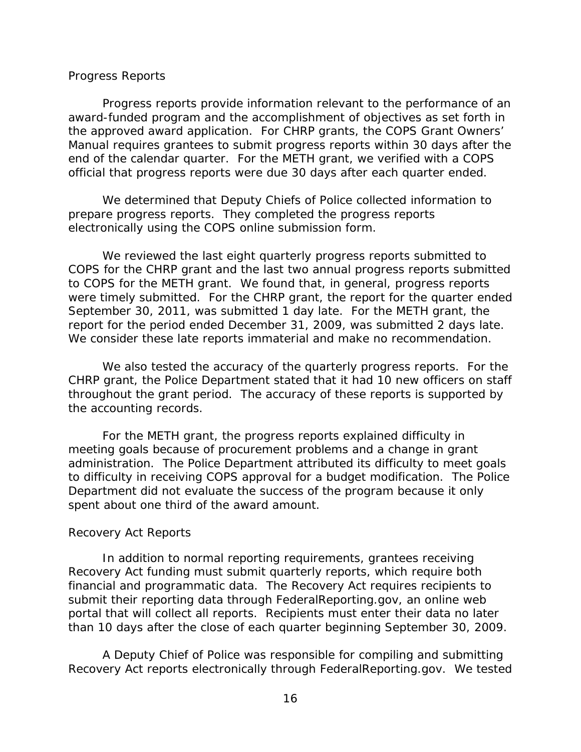### Progress Reports

Progress reports provide information relevant to the performance of an award-funded program and the accomplishment of objectives as set forth in the approved award application. For CHRP grants, the COPS Grant Owners' Manual requires grantees to submit progress reports within 30 days after the end of the calendar quarter. For the METH grant, we verified with a COPS official that progress reports were due 30 days after each quarter ended.

We determined that Deputy Chiefs of Police collected information to prepare progress reports. They completed the progress reports electronically using the COPS online submission form.

We reviewed the last eight quarterly progress reports submitted to COPS for the CHRP grant and the last two annual progress reports submitted to COPS for the METH grant. We found that, in general, progress reports were timely submitted. For the CHRP grant, the report for the quarter ended September 30, 2011, was submitted 1 day late. For the METH grant, the report for the period ended December 31, 2009, was submitted 2 days late. We consider these late reports immaterial and make no recommendation.

We also tested the accuracy of the quarterly progress reports. For the CHRP grant, the Police Department stated that it had 10 new officers on staff throughout the grant period. The accuracy of these reports is supported by the accounting records.

For the METH grant, the progress reports explained difficulty in meeting goals because of procurement problems and a change in grant administration. The Police Department attributed its difficulty to meet goals to difficulty in receiving COPS approval for a budget modification. The Police Department did not evaluate the success of the program because it only spent about one third of the award amount.

### Recovery Act Reports

In addition to normal reporting requirements, grantees receiving Recovery Act funding must submit quarterly reports, which require both financial and programmatic data. The Recovery Act requires recipients to submit their reporting data through FederalReporting.gov, an online web portal that will collect all reports. Recipients must enter their data no later than 10 days after the close of each quarter beginning September 30, 2009.

A Deputy Chief of Police was responsible for compiling and submitting Recovery Act reports electronically through FederalReporting.gov. We tested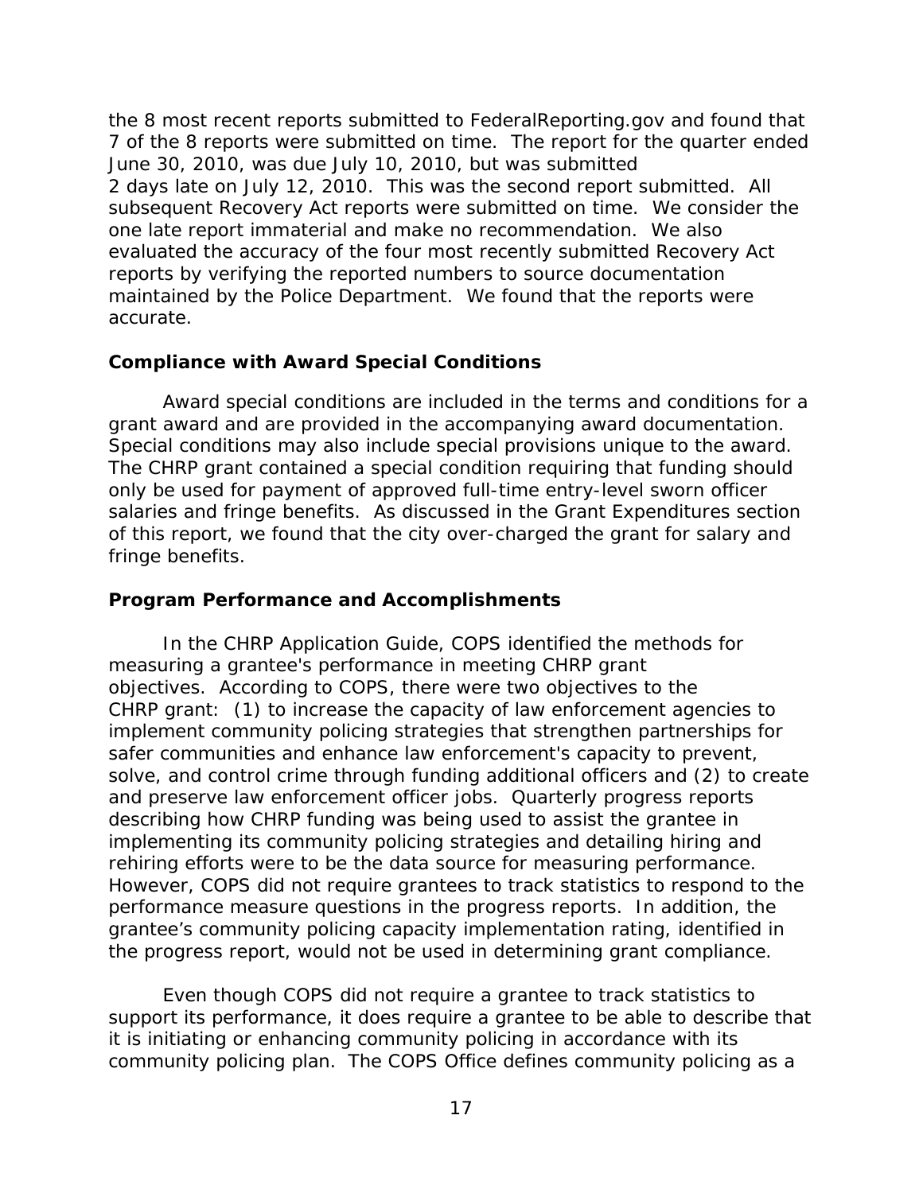the 8 most recent reports submitted to FederalReporting.gov and found that 7 of the 8 reports were submitted on time. The report for the quarter ended June 30, 2010, was due July 10, 2010, but was submitted 2 days late on July 12, 2010. This was the second report submitted. All subsequent Recovery Act reports were submitted on time. We consider the one late report immaterial and make no recommendation. We also evaluated the accuracy of the four most recently submitted Recovery Act reports by verifying the reported numbers to source documentation maintained by the Police Department. We found that the reports were accurate.

### Compliance with Award Special Conditions

Award special conditions are included in the terms and conditions for a grant award and are provided in the accompanying award documentation. Special conditions may also include special provisions unique to the award. The CHRP grant contained a special condition requiring that funding should only be used for payment of approved full-time entry-level sworn officer salaries and fringe benefits. As discussed in the Grant Expenditures section of this report, we found that the city over-charged the grant for salary and fringe benefits.

### Program Performance and Accomplishments

In the CHRP Application Guide, COPS identified the methods for measuring a grantee's performance in meeting CHRP grant objectives. According to COPS, there were two objectives to the CHRP grant: (1) to increase the capacity of law enforcement agencies to implement community policing strategies that strengthen partnerships for safer communities and enhance law enforcement's capacity to prevent, solve, and control crime through funding additional officers and (2) to create and preserve law enforcement officer jobs. Quarterly progress reports describing how CHRP funding was being used to assist the grantee in implementing its community policing strategies and detailing hiring and rehiring efforts were to be the data source for measuring performance. However, COPS did not require grantees to track statistics to respond to the performance measure questions in the progress reports. In addition, the grantee's community policing capacity implementation rating, identified in the progress report, would not be used in determining grant compliance.

Even though COPS did not require a grantee to track statistics to support its performance, it does require a grantee to be able to describe that it is initiating or enhancing community policing in accordance with its community policing plan. The COPS Office defines community policing as a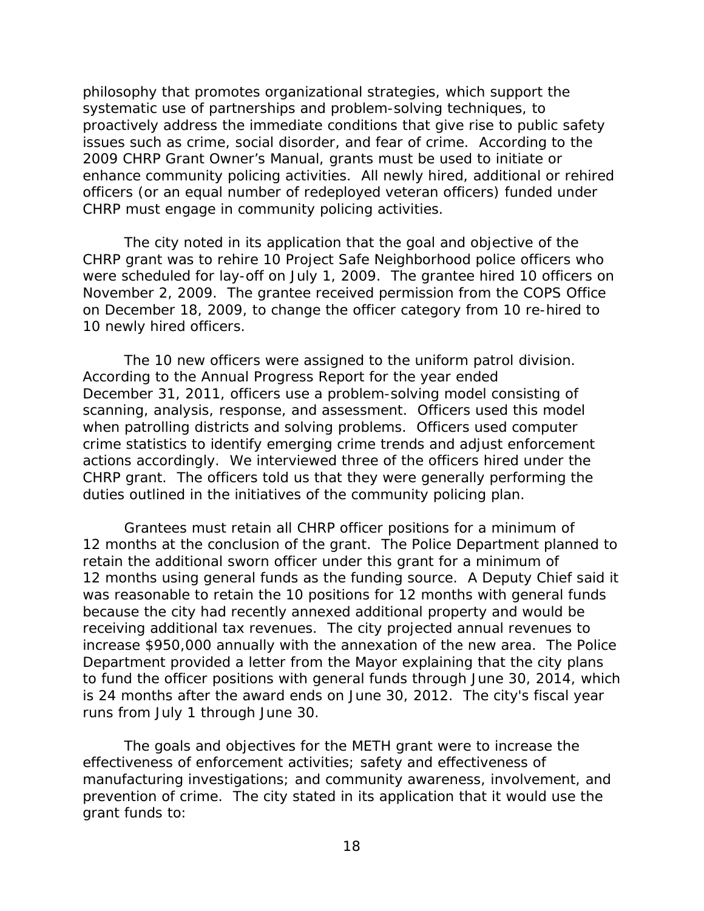philosophy that promotes organizational strategies, which support the systematic use of partnerships and problem-solving techniques, to proactively address the immediate conditions that give rise to public safety issues such as crime, social disorder, and fear of crime. According to the 2009 CHRP Grant Owner's Manual, grants must be used to initiate or enhance community policing activities. All newly hired, additional or rehired officers (or an equal number of redeployed veteran officers) funded under CHRP must engage in community policing activities.

The city noted in its application that the goal and objective of the CHRP grant was to rehire 10 Project Safe Neighborhood police officers who were scheduled for lay-off on July 1, 2009. The grantee hired 10 officers on November 2, 2009. The grantee received permission from the COPS Office on December 18, 2009, to change the officer category from 10 re-hired to 10 newly hired officers.

The 10 new officers were assigned to the uniform patrol division. According to the Annual Progress Report for the year ended December 31, 2011, officers use a problem-solving model consisting of scanning, analysis, response, and assessment. Officers used this model when patrolling districts and solving problems. Officers used computer crime statistics to identify emerging crime trends and adjust enforcement actions accordingly. We interviewed three of the officers hired under the CHRP grant. The officers told us that they were generally performing the duties outlined in the initiatives of the community policing plan.

Grantees must retain all CHRP officer positions for a minimum of 12 months at the conclusion of the grant. The Police Department planned to retain the additional sworn officer under this grant for a minimum of 12 months using general funds as the funding source. A Deputy Chief said it was reasonable to retain the 10 positions for 12 months with general funds because the city had recently annexed additional property and would be receiving additional tax revenues. The city projected annual revenues to increase $950,000 annually with the annexation of the new area. The Police Department provided a letter from the Mayor explaining that the city plans to fund the officer positions with general funds through June 30, 2014, which is 24 months after the award ends on June 30, 2012. The city's fiscal year runs from July 1 through June 30.

The goals and objectives for the METH grant were to increase the effectiveness of enforcement activities; safety and effectiveness of manufacturing investigations; and community awareness, involvement, and prevention of crime. The city stated in its application that it would use the grant funds to: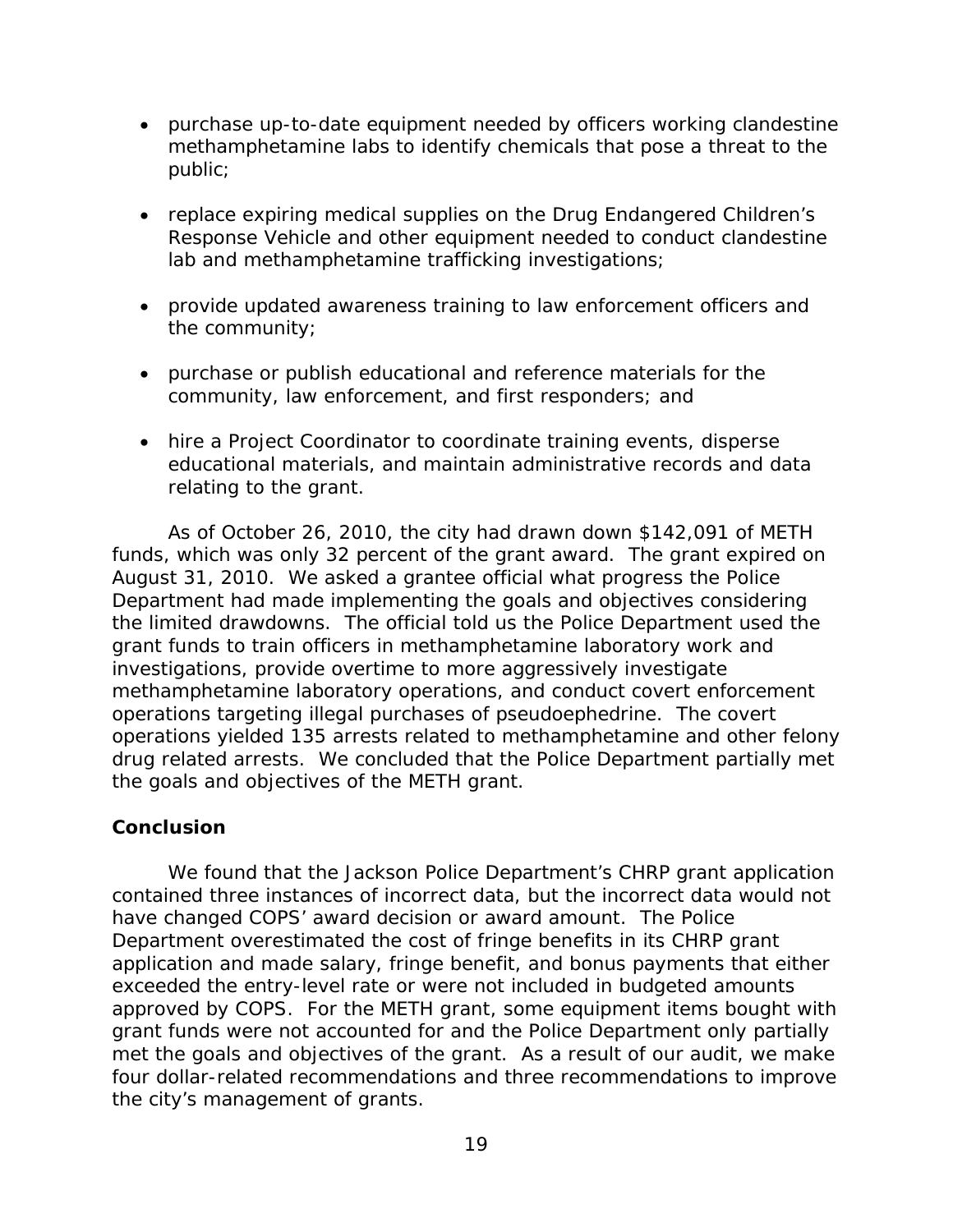- purchase up-to-date equipment needed by officers working clandestine methamphetamine labs to identify chemicals that pose a threat to the public;
- replace expiring medical supplies on the Drug Endangered Children's Response Vehicle and other equipment needed to conduct clandestine lab and methamphetamine trafficking investigations;
- provide updated awareness training to law enforcement officers and the community;
- purchase or publish educational and reference materials for the community, law enforcement, and first responders; and
- hire a Project Coordinator to coordinate training events, disperse educational materials, and maintain administrative records and data relating to the grant.

As of October 26, 2010, the city had drawn down $142,091 of METH funds, which was only 32 percent of the grant award. The grant expired on August 31, 2010. We asked a grantee official what progress the Police Department had made implementing the goals and objectives considering the limited drawdowns. The official told us the Police Department used the grant funds to train officers in methamphetamine laboratory work and investigations, provide overtime to more aggressively investigate methamphetamine laboratory operations, and conduct covert enforcement operations targeting illegal purchases of pseudoephedrine. The covert operations yielded 135 arrests related to methamphetamine and other felony drug related arrests. We concluded that the Police Department partially met the goals and objectives of the METH grant.

## Conclusion

We found that the Jackson Police Department's CHRP grant application contained three instances of incorrect data, but the incorrect data would not have changed COPS' award decision or award amount. The Police Department overestimated the cost of fringe benefits in its CHRP grant application and made salary, fringe benefit, and bonus payments that either exceeded the entry-level rate or were not included in budgeted amounts approved by COPS. For the METH grant, some equipment items bought with grant funds were not accounted for and the Police Department only partially met the goals and objectives of the grant. As a result of our audit, we make four dollar-related recommendations and three recommendations to improve the city's management of grants.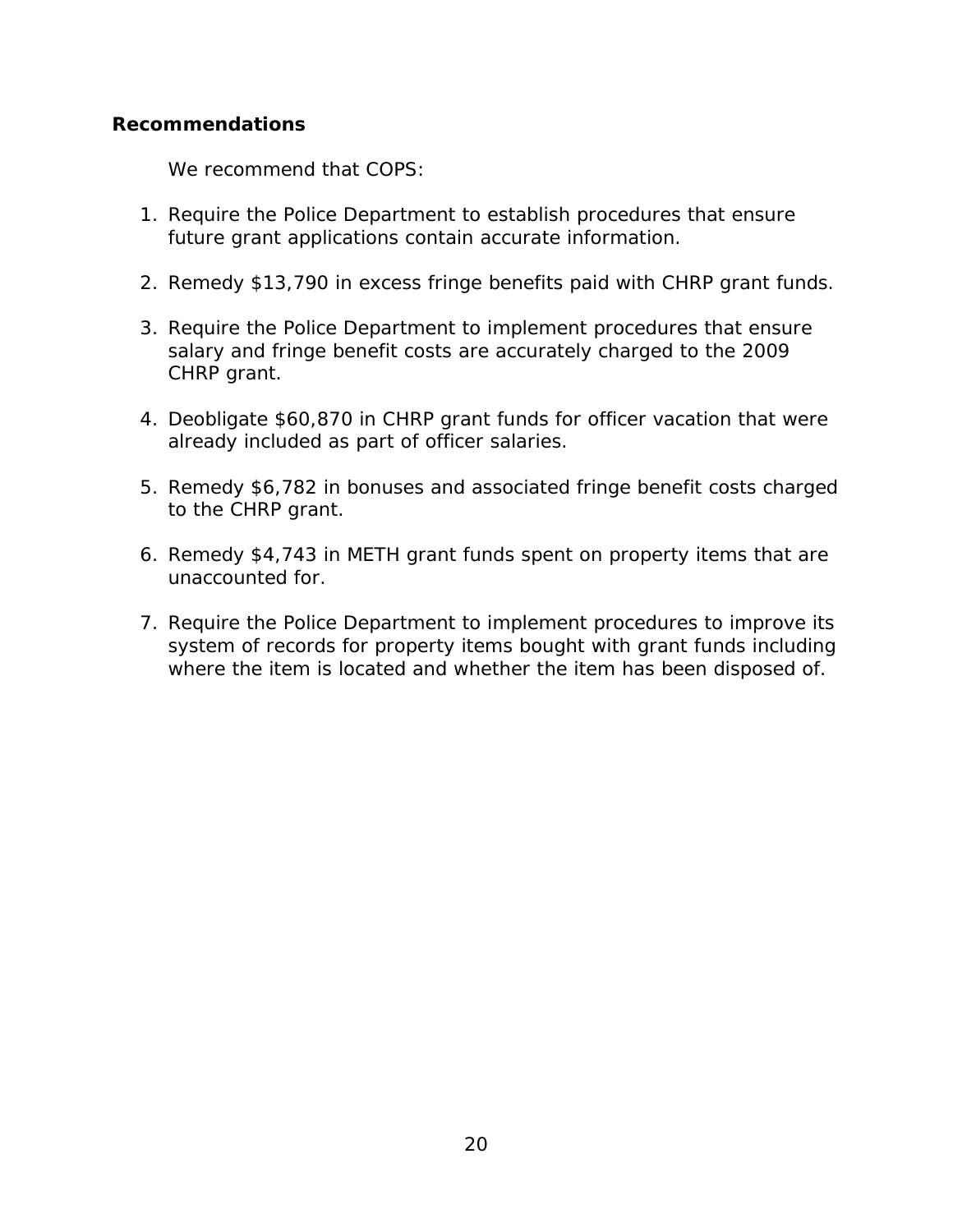## Recommendations

We recommend that COPS:

1. Require the Police Department to establish procedures that ensure future grant applications contain accurate information.

2. Remedy $13,790 in excess fringe benefits paid with CHRP grant funds.

3. Require the Police Department to implement procedures that ensure salary and fringe benefit costs are accurately charged to the 2009 CHRP grant.

4. Deobligate $60,870 in CHRP grant funds for officer vacation that were already included as part of officer salaries.

5. Remedy $6,782 in bonuses and associated fringe benefit costs charged to the CHRP grant.

6. Remedy $4,743 in METH grant funds spent on property items that are unaccounted for.

7. Require the Police Department to implement procedures to improve its system of records for property items bought with grant funds including where the item is located and whether the item has been disposed of.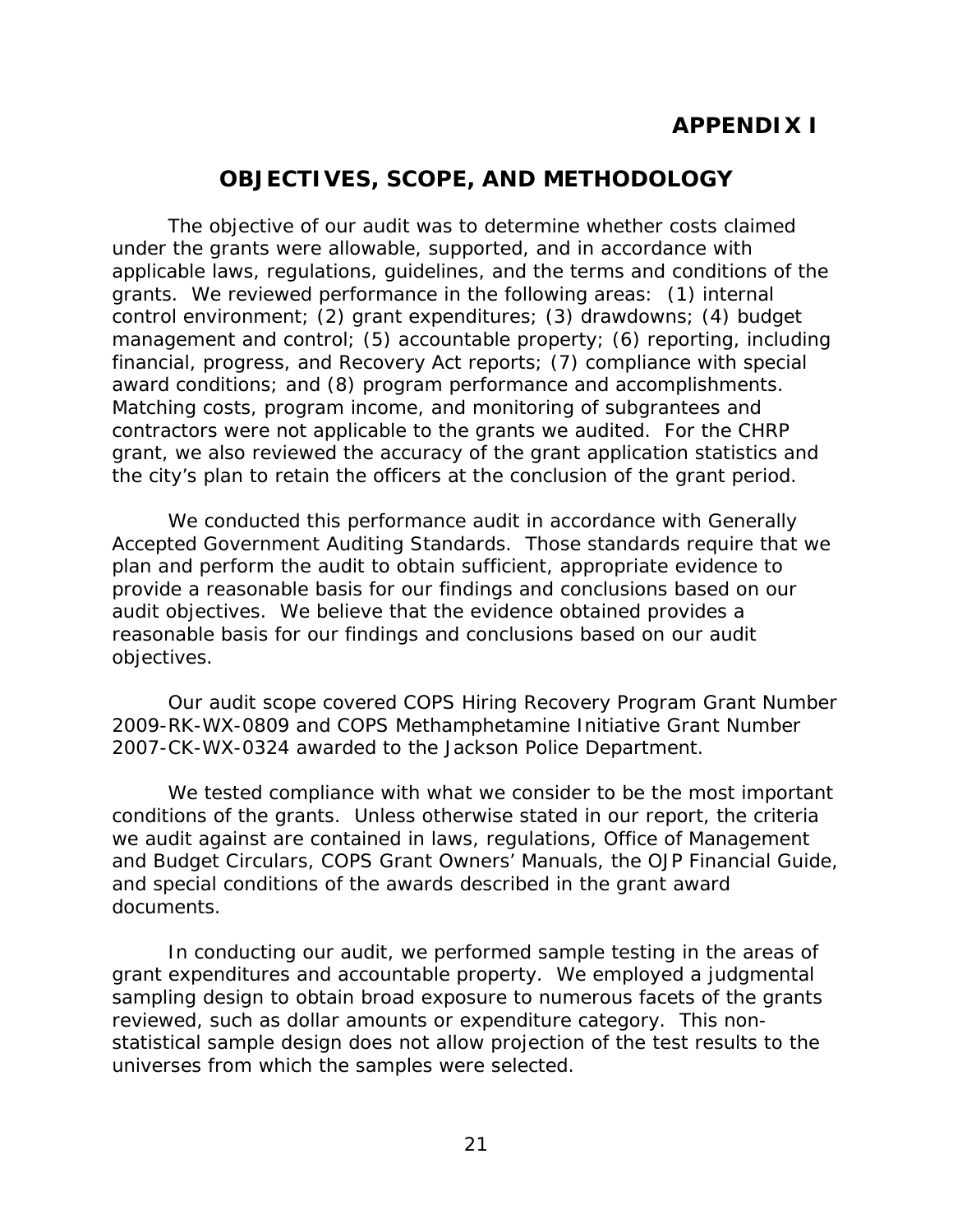# APPENDIX I

## OBJECTIVES, SCOPE, AND METHODOLOGY

The objective of our audit was to determine whether costs claimed under the grants were allowable, supported, and in accordance with applicable laws, regulations, guidelines, and the terms and conditions of the grants. We reviewed performance in the following areas: (1) internal control environment; (2) grant expenditures; (3) drawdowns; (4) budget management and control; (5) accountable property; (6) reporting, including financial, progress, and Recovery Act reports; (7) compliance with special award conditions; and (8) program performance and accomplishments. Matching costs, program income, and monitoring of subgrantees and contractors were not applicable to the grants we audited. For the CHRP grant, we also reviewed the accuracy of the grant application statistics and the city's plan to retain the officers at the conclusion of the grant period.

We conducted this performance audit in accordance with Generally Accepted Government Auditing Standards. Those standards require that we plan and perform the audit to obtain sufficient, appropriate evidence to provide a reasonable basis for our findings and conclusions based on our audit objectives. We believe that the evidence obtained provides a reasonable basis for our findings and conclusions based on our audit objectives.

Our audit scope covered COPS Hiring Recovery Program Grant Number 2009-RK-WX-0809 and COPS Methamphetamine Initiative Grant Number 2007-CK-WX-0324 awarded to the Jackson Police Department.

We tested compliance with what we consider to be the most important conditions of the grants. Unless otherwise stated in our report, the criteria we audit against are contained in laws, regulations, Office of Management and Budget Circulars, COPS Grant Owners' Manuals, the OJP Financial Guide, and special conditions of the awards described in the grant award documents.

In conducting our audit, we performed sample testing in the areas of grant expenditures and accountable property. We employed a judgmental sampling design to obtain broad exposure to numerous facets of the grants reviewed, such as dollar amounts or expenditure category. This non-statistical sample design does not allow projection of the test results to the universes from which the samples were selected.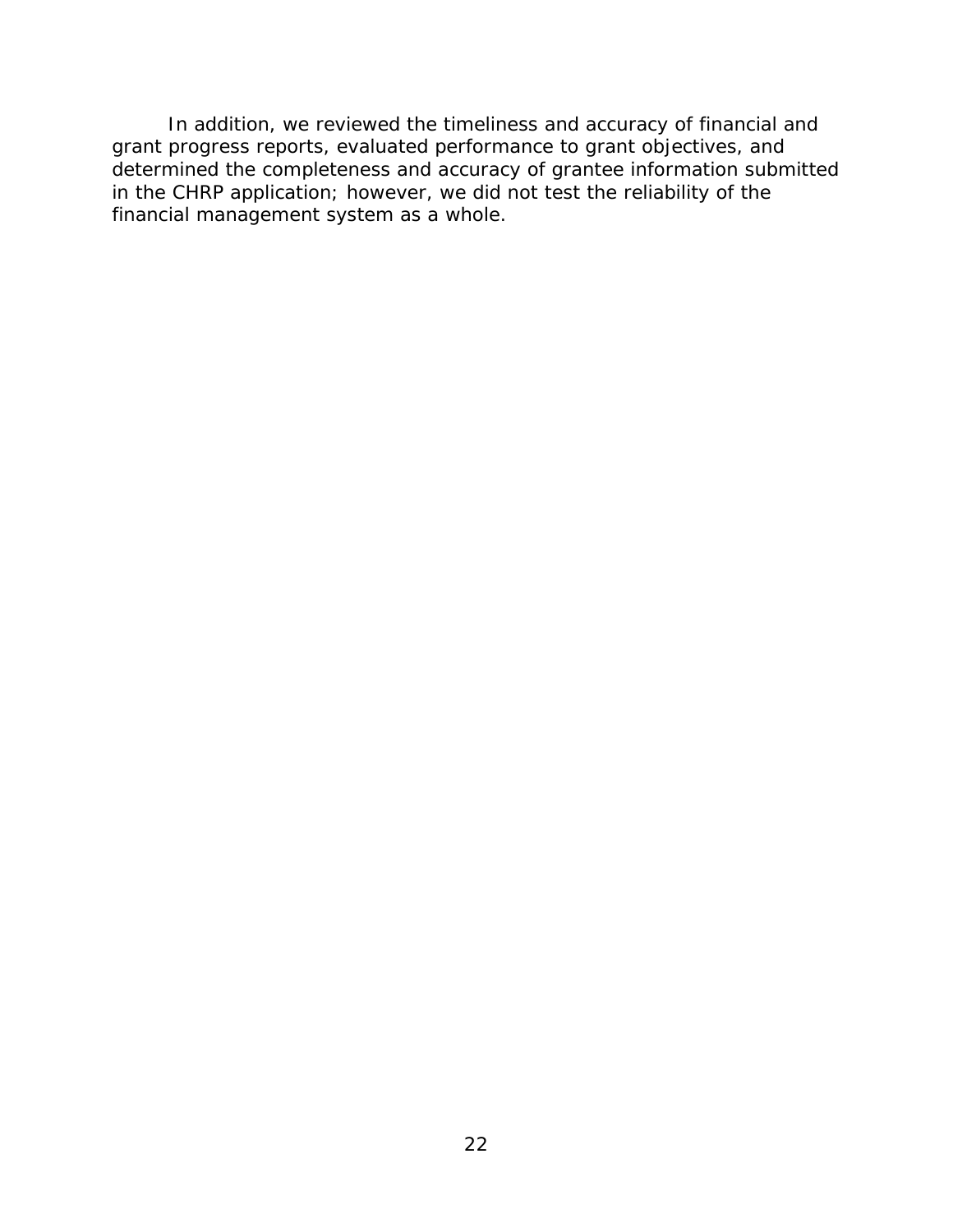In addition, we reviewed the timeliness and accuracy of financial and grant progress reports, evaluated performance to grant objectives, and determined the completeness and accuracy of grantee information submitted in the CHRP application; however, we did not test the reliability of the financial management system as a whole.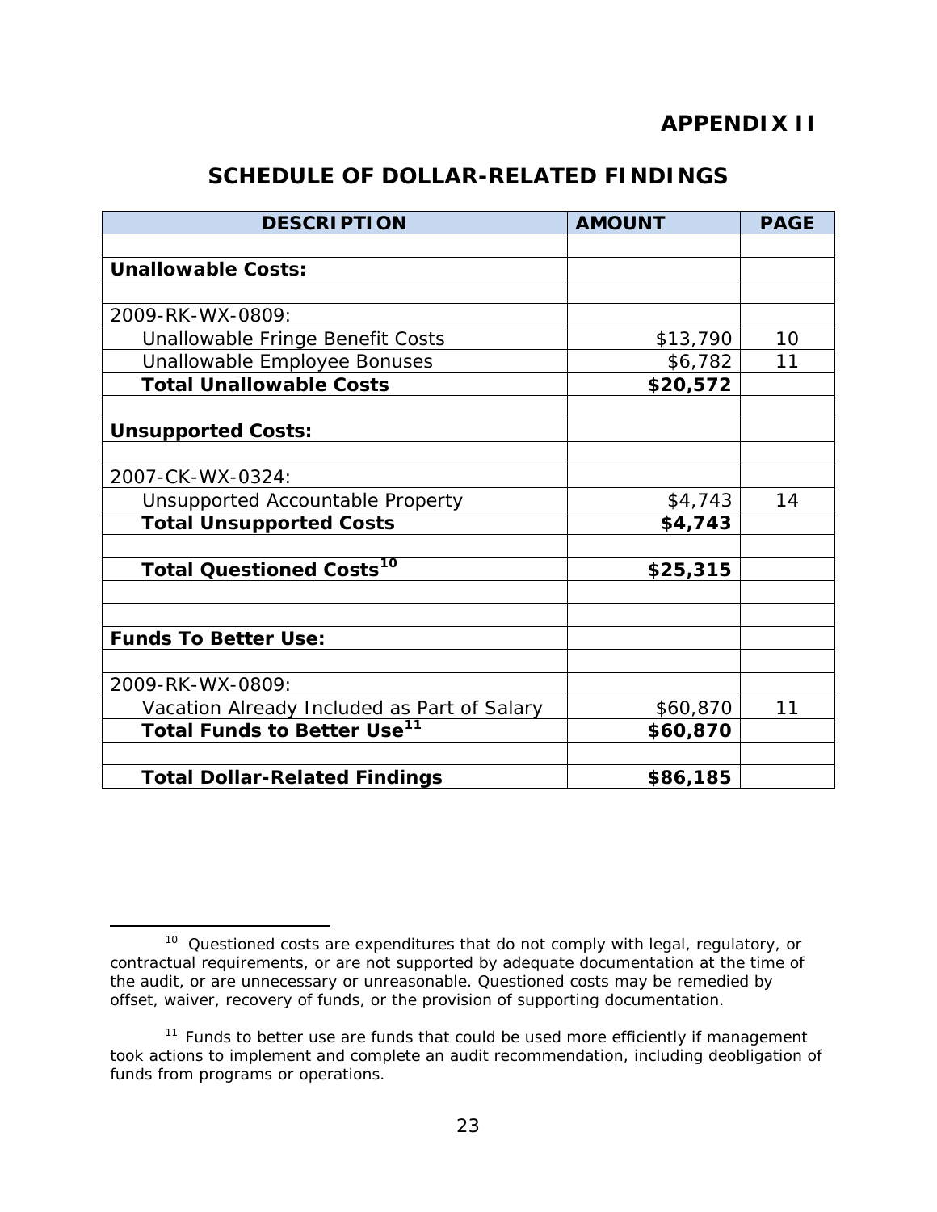# APPENDIX II

## SCHEDULE OF DOLLAR-RELATED FINDINGS

| DESCRIPTION | AMOUNT | PAGE |
|---|---|---|
| | | |
| **Unallowable Costs:** | | |
| | | |
| 2009-RK-WX-0809: | | |
| Unallowable Fringe Benefit Costs | $13,790 | 10 |
| Unallowable Employee Bonuses | $6,782 | 11 |
| **Total Unallowable Costs** | **$20,572** | |
| | | |
| **Unsupported Costs:** | | |
| | | |
| 2007-CK-WX-0324: | | |
| Unsupported Accountable Property | $4,743 | 14 |
| **Total Unsupported Costs** | **$4,743** | |
| | | |
| **Total Questioned Costs[10]** | **$25,315** | |
| | | |
| | | |
| **Funds To Better Use:** | | |
| | | |
| 2009-RK-WX-0809: | | |
| Vacation Already Included as Part of Salary | $60,870 | 11 |
| **Total Funds to Better Use[11]** | **$60,870** | |
| | | |
| **Total Dollar-Related Findings** | **$86,185** | |

[10] Questioned costs are expenditures that do not comply with legal, regulatory, or contractual requirements, or are not supported by adequate documentation at the time of the audit, or are unnecessary or unreasonable. Questioned costs may be remedied by offset, waiver, recovery of funds, or the provision of supporting documentation.

[11] Funds to better use are funds that could be used more efficiently if management took actions to implement and complete an audit recommendation, including deobligation of funds from programs or operations.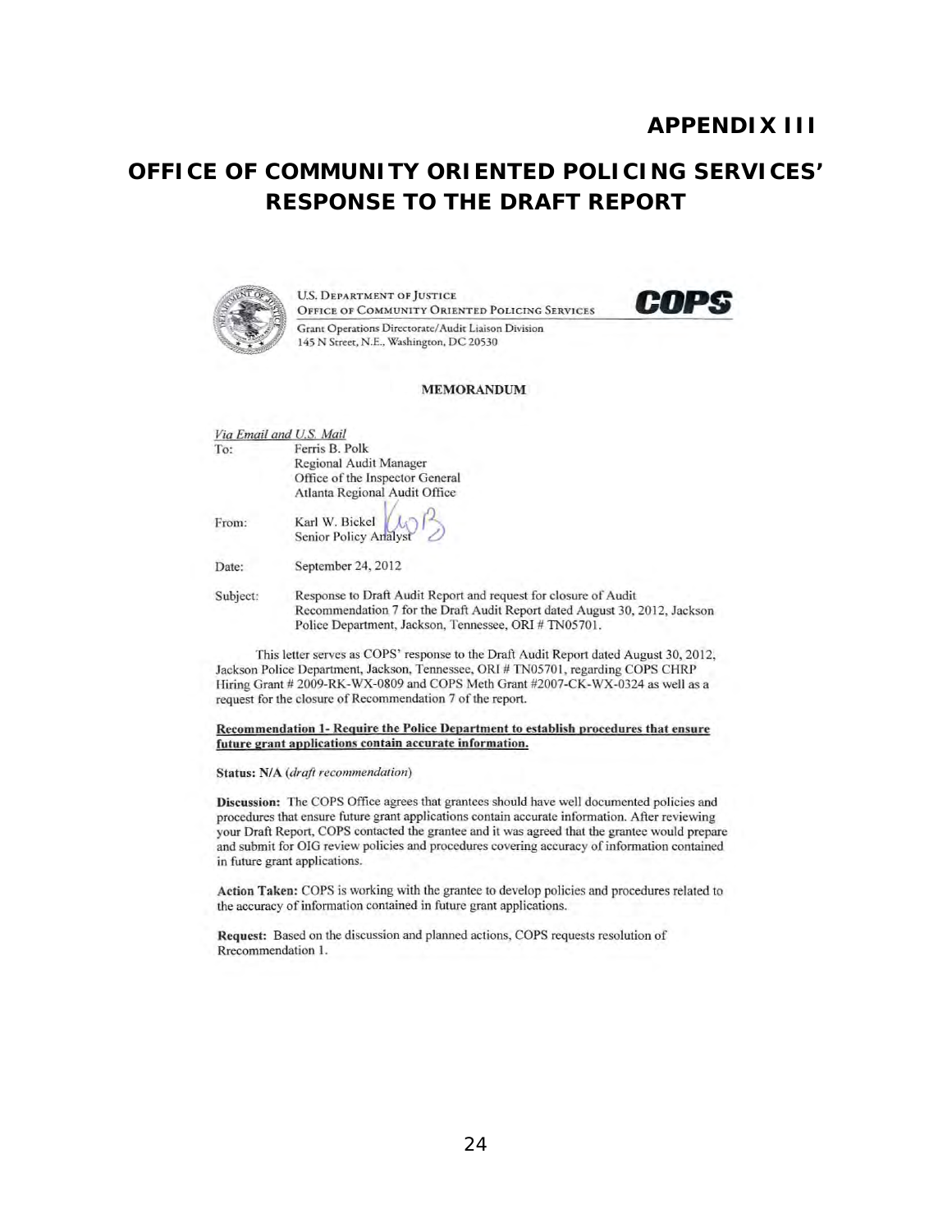## APPENDIX III

# OFFICE OF COMMUNITY ORIENTED POLICING SERVICES' RESPONSE TO THE DRAFT REPORT

U.S. DEPARTMENT OF JUSTICE
OFFICE OF COMMUNITY ORIENTED POLICING SERVICES

**COPS**

Grant Operations Directorate/Audit Liaison Division
145 N Street, N.E., Washington, DC 20530

**MEMORANDUM**

*Via Email and U.S. Mail*

To: Ferris B. Polk
Regional Audit Manager
Office of the Inspector General
Atlanta Regional Audit Office

From: Karl W. Bickel
Senior Policy Analyst

Date: September 24, 2012

Subject: Response to Draft Audit Report and request for closure of Audit Recommendation 7 for the Draft Audit Report dated August 30, 2012, Jackson Police Department, Jackson, Tennessee, ORI # TN05701.

This letter serves as COPS' response to the Draft Audit Report dated August 30, 2012, Jackson Police Department, Jackson, Tennessee, ORI # TN05701, regarding COPS CHRP Hiring Grant # 2009-RK-WX-0809 and COPS Meth Grant #2007-CK-WX-0324 as well as a request for the closure of Recommendation 7 of the report.

**Recommendation 1- Require the Police Department to establish procedures that ensure future grant applications contain accurate information.**

**Status: N/A** (*draft recommendation*)

**Discussion:** The COPS Office agrees that grantees should have well documented policies and procedures that ensure future grant applications contain accurate information. After reviewing your Draft Report, COPS contacted the grantee and it was agreed that the grantee would prepare and submit for OIG review policies and procedures covering accuracy of information contained in future grant applications.

**Action Taken:** COPS is working with the grantee to develop policies and procedures related to the accuracy of information contained in future grant applications.

**Request:** Based on the discussion and planned actions, COPS requests resolution of Rrecommendation 1.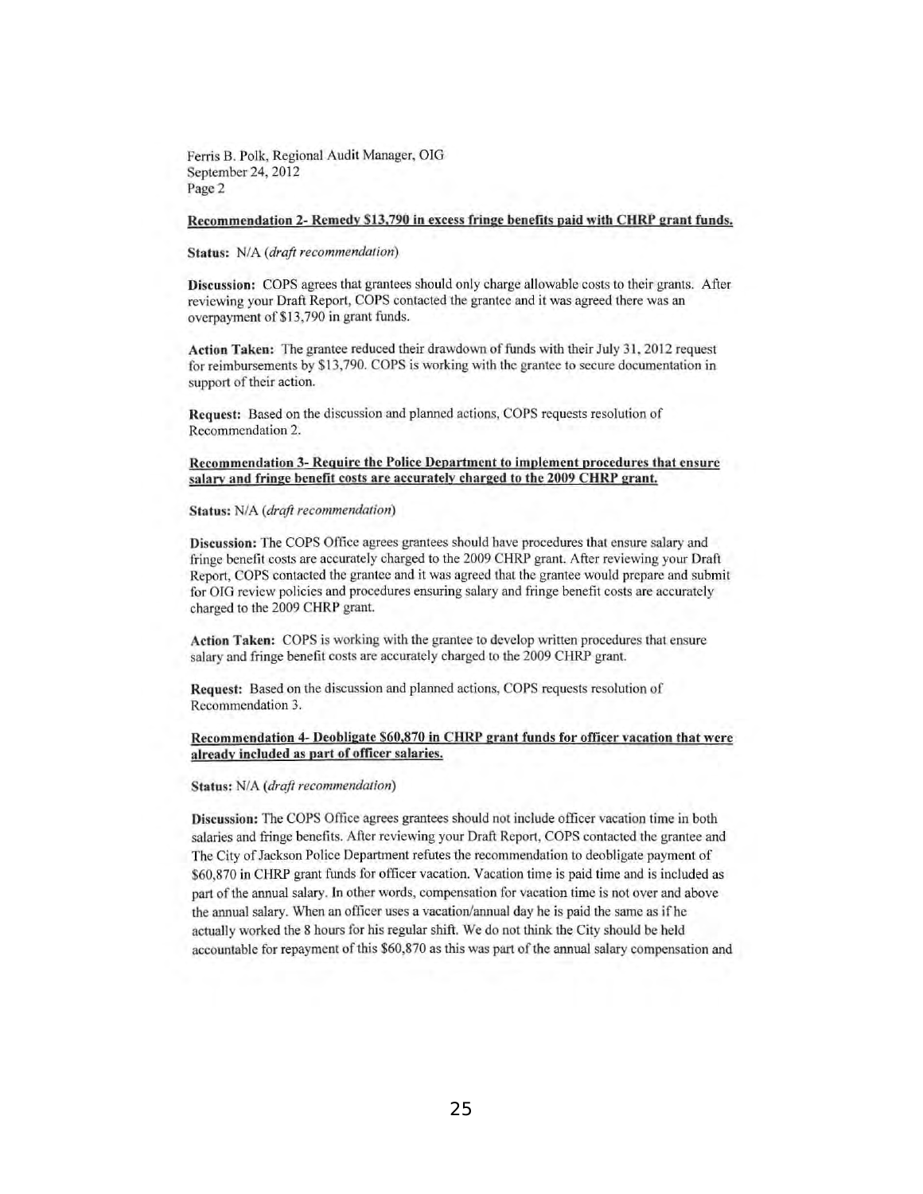Ferris B. Polk, Regional Audit Manager, OIG
September 24, 2012
Page 2

**Recommendation 2- Remedy $13,790 in excess fringe benefits paid with CHRP grant funds.**

**Status:** N/A (*draft recommendation*)

**Discussion:** COPS agrees that grantees should only charge allowable costs to their grants. After reviewing your Draft Report, COPS contacted the grantee and it was agreed there was an overpayment of $13,790 in grant funds.

**Action Taken:** The grantee reduced their drawdown of funds with their July 31, 2012 request for reimbursements by $13,790. COPS is working with the grantee to secure documentation in support of their action.

**Request:** Based on the discussion and planned actions, COPS requests resolution of Recommendation 2.

**Recommendation 3- Require the Police Department to implement procedures that ensure salary and fringe benefit costs are accurately charged to the 2009 CHRP grant.**

**Status:** N/A (*draft recommendation*)

**Discussion:** The COPS Office agrees grantees should have procedures that ensure salary and fringe benefit costs are accurately charged to the 2009 CHRP grant. After reviewing your Draft Report, COPS contacted the grantee and it was agreed that the grantee would prepare and submit for OIG review policies and procedures ensuring salary and fringe benefit costs are accurately charged to the 2009 CHRP grant.

**Action Taken:** COPS is working with the grantee to develop written procedures that ensure salary and fringe benefit costs are accurately charged to the 2009 CHRP grant.

**Request:** Based on the discussion and planned actions, COPS requests resolution of Recommendation 3.

**Recommendation 4- Deobligate $60,870 in CHRP grant funds for officer vacation that were already included as part of officer salaries.**

**Status:** N/A (*draft recommendation*)

**Discussion:** The COPS Office agrees grantees should not include officer vacation time in both salaries and fringe benefits. After reviewing your Draft Report, COPS contacted the grantee and The City of Jackson Police Department refutes the recommendation to deobligate payment of $60,870 in CHRP grant funds for officer vacation. Vacation time is paid time and is included as part of the annual salary. In other words, compensation for vacation time is not over and above the annual salary. When an officer uses a vacation/annual day he is paid the same as if he actually worked the 8 hours for his regular shift. We do not think the City should be held accountable for repayment of this $60,870 as this was part of the annual salary compensation and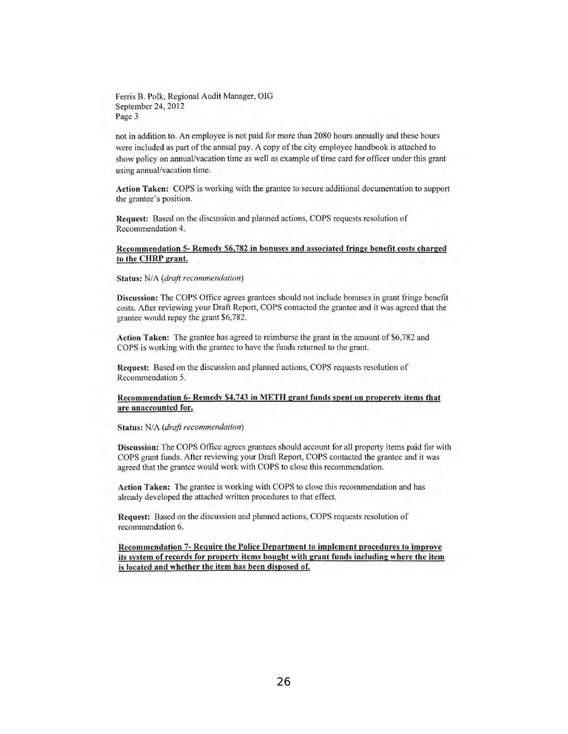Ferris B. Polk, Regional Audit Manager, OIG
September 24, 2012
Page 3

not in addition to. An employee is not paid for more than 2080 hours annually and these hours were included as part of the annual pay. A copy of the city employee handbook is attached to show policy on annual/vacation time as well as example of time card for officer under this grant using annual/vacation time.

**Action Taken:** COPS is working with the grantee to secure additional documentation to support the grantee's position.

**Request:** Based on the discussion and planned actions, COPS requests resolution of Recommendation 4.

**Recommendation 5- Remedy $6,782 in bonuses and associated fringe benefit costs charged to the CHRP grant.**

**Status:** N/A (*draft recommendation*)

**Discussion:** The COPS Office agrees grantees should not include bonuses in grant fringe benefit costs. After reviewing your Draft Report, COPS contacted the grantee and it was agreed that the grantee would repay the grant $6,782.

**Action Taken:** The grantee has agreed to reimburse the grant in the amount of $6,782 and COPS is working with the grantee to have the funds returned to the grant.

**Request:** Based on the discussion and planned actions, COPS requests resolution of Recommendation 5.

**Recommendation 6- Remedy $4,743 in METH grant funds spent on properety items that are unaccounted for.**

**Status:** N/A (*draft recommendation*)

**Discussion:** The COPS Office agrees grantees should account for all property items paid for with COPS grant funds. After reviewing your Draft Report, COPS contacted the grantee and it was agreed that the grantee would work with COPS to close this recommendation.

**Action Taken:** The grantee is working with COPS to close this recommendation and has already developed the attached written procedures to that effect.

**Request:** Based on the discussion and planned actions, COPS requests resolution of recommendation 6.

**Recommendation 7- Require the Police Department to implement procedures to improve its system of records for property items bought with grant funds including where the item is located and whether the item has been disposed of.**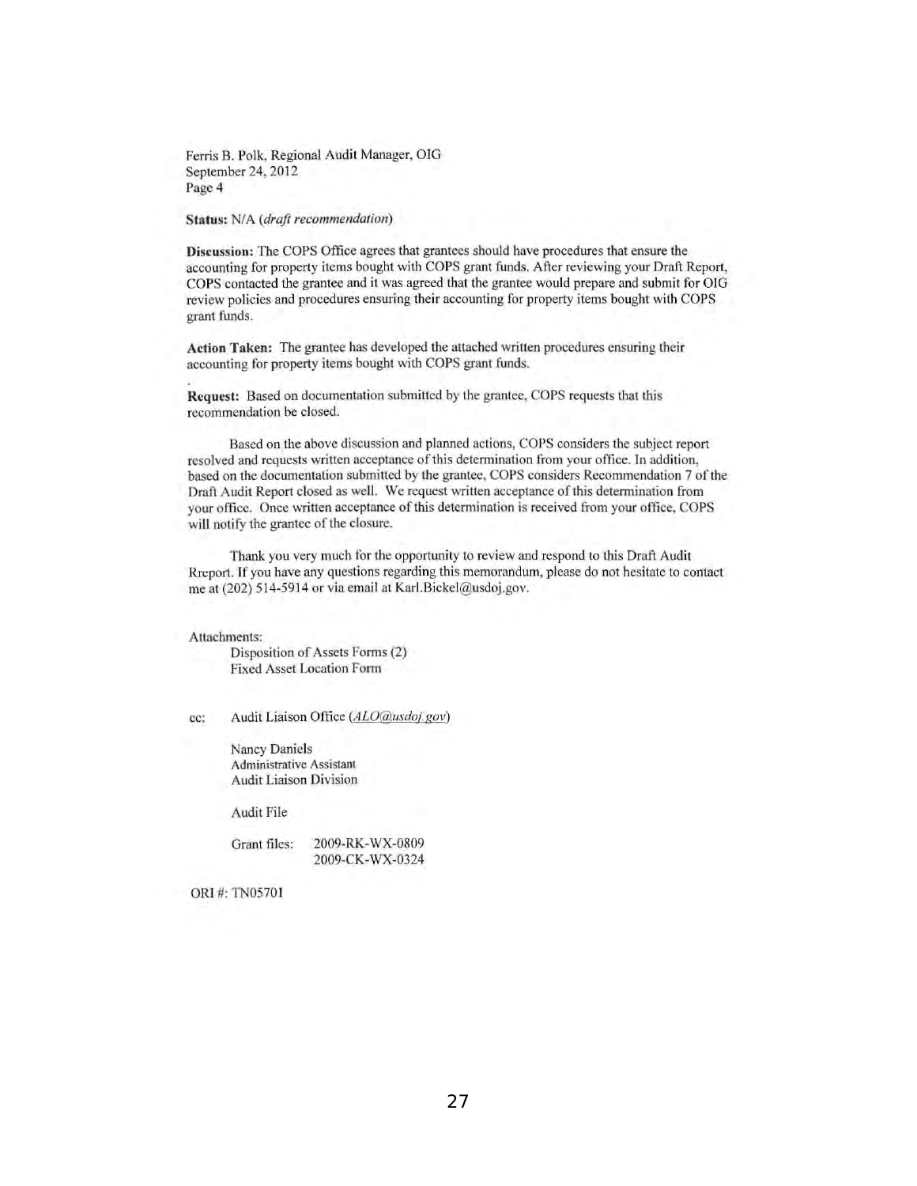Ferris B. Polk, Regional Audit Manager, OIG
September 24, 2012
Page 4

**Status:** N/A (*draft recommendation*)

**Discussion:** The COPS Office agrees that grantees should have procedures that ensure the accounting for property items bought with COPS grant funds. After reviewing your Draft Report, COPS contacted the grantee and it was agreed that the grantee would prepare and submit for OIG review policies and procedures ensuring their accounting for property items bought with COPS grant funds.

**Action Taken:** The grantee has developed the attached written procedures ensuring their accounting for property items bought with COPS grant funds.

**Request:** Based on documentation submitted by the grantee, COPS requests that this recommendation be closed.

Based on the above discussion and planned actions, COPS considers the subject report resolved and requests written acceptance of this determination from your office. In addition, based on the documentation submitted by the grantee, COPS considers Recommendation 7 of the Draft Audit Report closed as well. We request written acceptance of this determination from your office. Once written acceptance of this determination is received from your office, COPS will notify the grantee of the closure.

Thank you very much for the opportunity to review and respond to this Draft Audit Rreport. If you have any questions regarding this memorandum, please do not hesitate to contact me at (202) 514-5914 or via email at Karl.Bickel@usdoj.gov.

Attachments:
Disposition of Assets Forms (2)
Fixed Asset Location Form

cc: Audit Liaison Office (*ALO@usdoj.gov*)

Nancy Daniels
Administrative Assistant
Audit Liaison Division

Audit File

Grant files: 2009-RK-WX-0809
2009-CK-WX-0324

ORI #: TN05701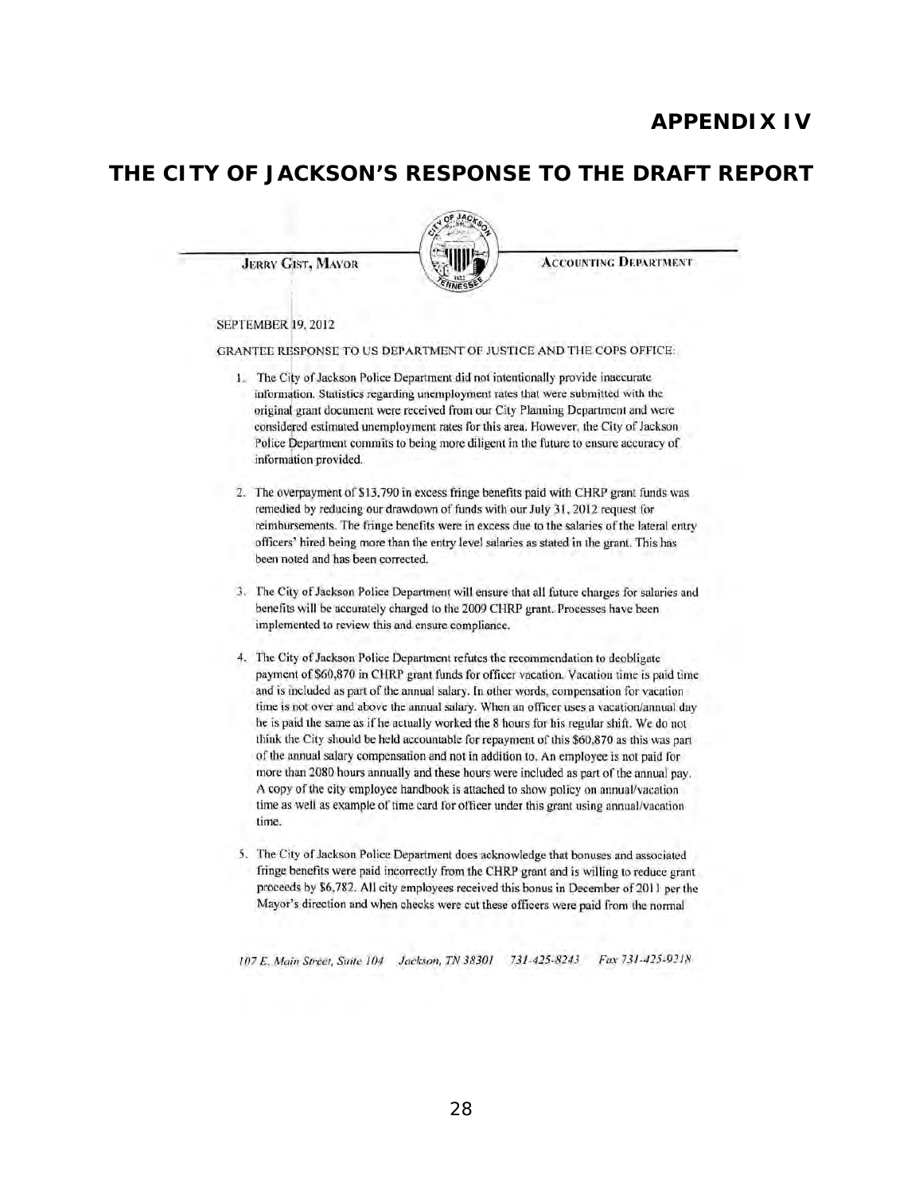# APPENDIX IV

## THE CITY OF JACKSON'S RESPONSE TO THE DRAFT REPORT

JERRY GIST, MAYOR

ACCOUNTING DEPARTMENT

SEPTEMBER 19, 2012

GRANTEE RESPONSE TO US DEPARTMENT OF JUSTICE AND THE COPS OFFICE:

1. The City of Jackson Police Department did not intentionally provide inaccurate information. Statistics regarding unemployment rates that were submitted with the original grant document were received from our City Planning Department and were considered estimated unemployment rates for this area. However, the City of Jackson Police Department commits to being more diligent in the future to ensure accuracy of information provided.

2. The overpayment of $13,790 in excess fringe benefits paid with CHRP grant funds was remedied by reducing our drawdown of funds with our July 31, 2012 request for reimbursements. The fringe benefits were in excess due to the salaries of the lateral entry officers' hired being more than the entry level salaries as stated in the grant. This has been noted and has been corrected.

3. The City of Jackson Police Department will ensure that all future charges for salaries and benefits will be accurately charged to the 2009 CHRP grant. Processes have been implemented to review this and ensure compliance.

4. The City of Jackson Police Department refutes the recommendation to deobligate payment of $60,870 in CHRP grant funds for officer vacation. Vacation time is paid time and is included as part of the annual salary. In other words, compensation for vacation time is not over and above the annual salary. When an officer uses a vacation/annual day he is paid the same as if he actually worked the 8 hours for his regular shift. We do not think the City should be held accountable for repayment of this $60,870 as this was part of the annual salary compensation and not in addition to. An employee is not paid for more than 2080 hours annually and these hours were included as part of the annual pay. A copy of the city employee handbook is attached to show policy on annual/vacation time as well as example of time card for officer under this grant using annual/vacation time.

5. The City of Jackson Police Department does acknowledge that bonuses and associated fringe benefits were paid incorrectly from the CHRP grant and is willing to reduce grant proceeds by $6,782. All city employees received this bonus in December of 2011 per the Mayor's direction and when checks were cut these officers were paid from the normal

*107 E. Main Street, Suite 104 Jackson, TN 38301 731-425-8243 Fax 731-425-9218*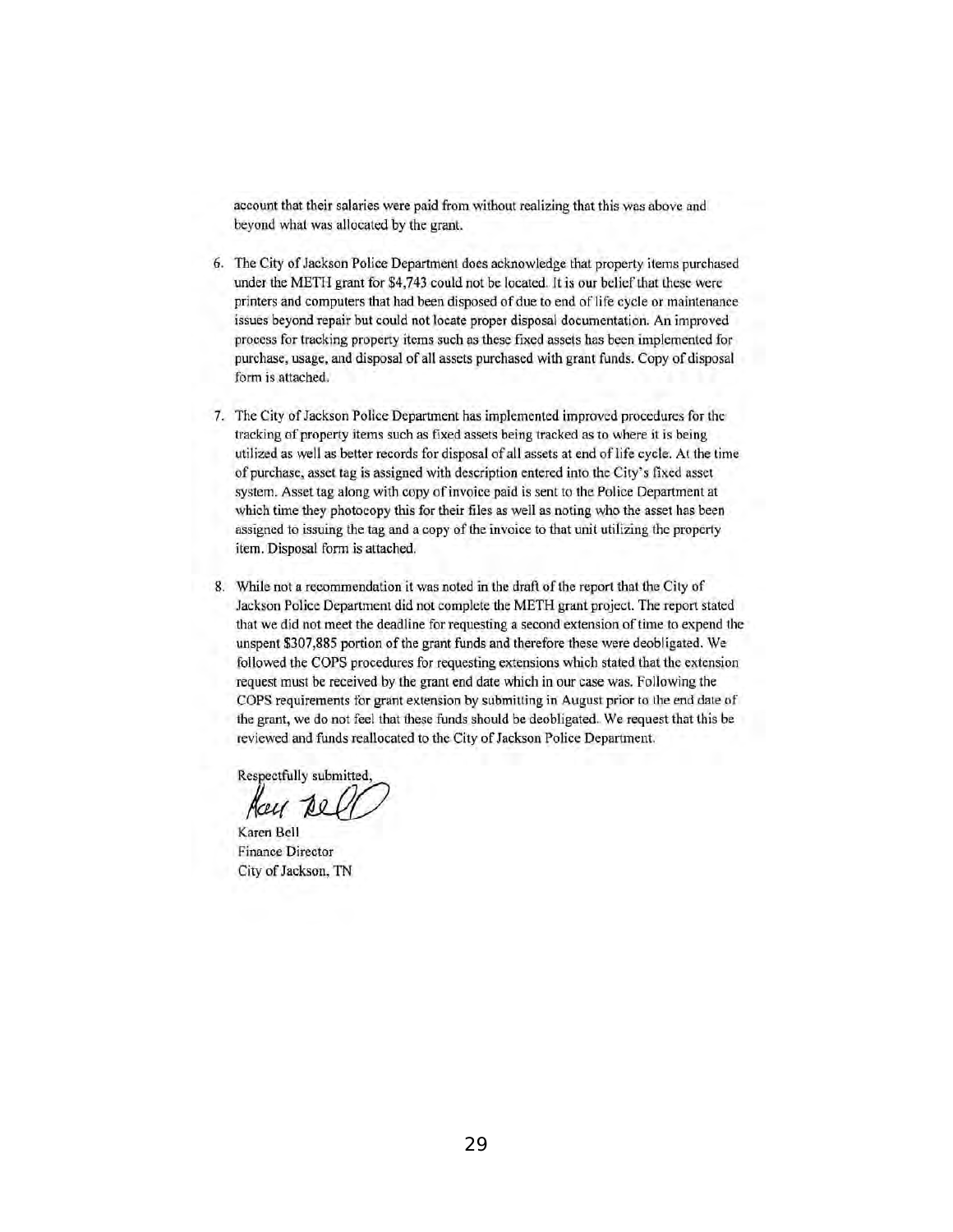account that their salaries were paid from without realizing that this was above and beyond what was allocated by the grant.

6. The City of Jackson Police Department does acknowledge that property items purchased under the METH grant for $4,743 could not be located. It is our belief that these were printers and computers that had been disposed of due to end of life cycle or maintenance issues beyond repair but could not locate proper disposal documentation. An improved process for tracking property items such as these fixed assets has been implemented for purchase, usage, and disposal of all assets purchased with grant funds. Copy of disposal form is attached.

7. The City of Jackson Police Department has implemented improved procedures for the tracking of property items such as fixed assets being tracked as to where it is being utilized as well as better records for disposal of all assets at end of life cycle. At the time of purchase, asset tag is assigned with description entered into the City's fixed asset system. Asset tag along with copy of invoice paid is sent to the Police Department at which time they photocopy this for their files as well as noting who the asset has been assigned to issuing the tag and a copy of the invoice to that unit utilizing the property item. Disposal form is attached.

8. While not a recommendation it was noted in the draft of the report that the City of Jackson Police Department did not complete the METH grant project. The report stated that we did not meet the deadline for requesting a second extension of time to expend the unspent $307,885 portion of the grant funds and therefore these were deobligated. We followed the COPS procedures for requesting extensions which stated that the extension request must be received by the grant end date which in our case was. Following the COPS requirements for grant extension by submitting in August prior to the end date of the grant, we do not feel that these funds should be deobligated. We request that this be reviewed and funds reallocated to the City of Jackson Police Department.

Respectfully submitted,

Karen Bell
Finance Director
City of Jackson, TN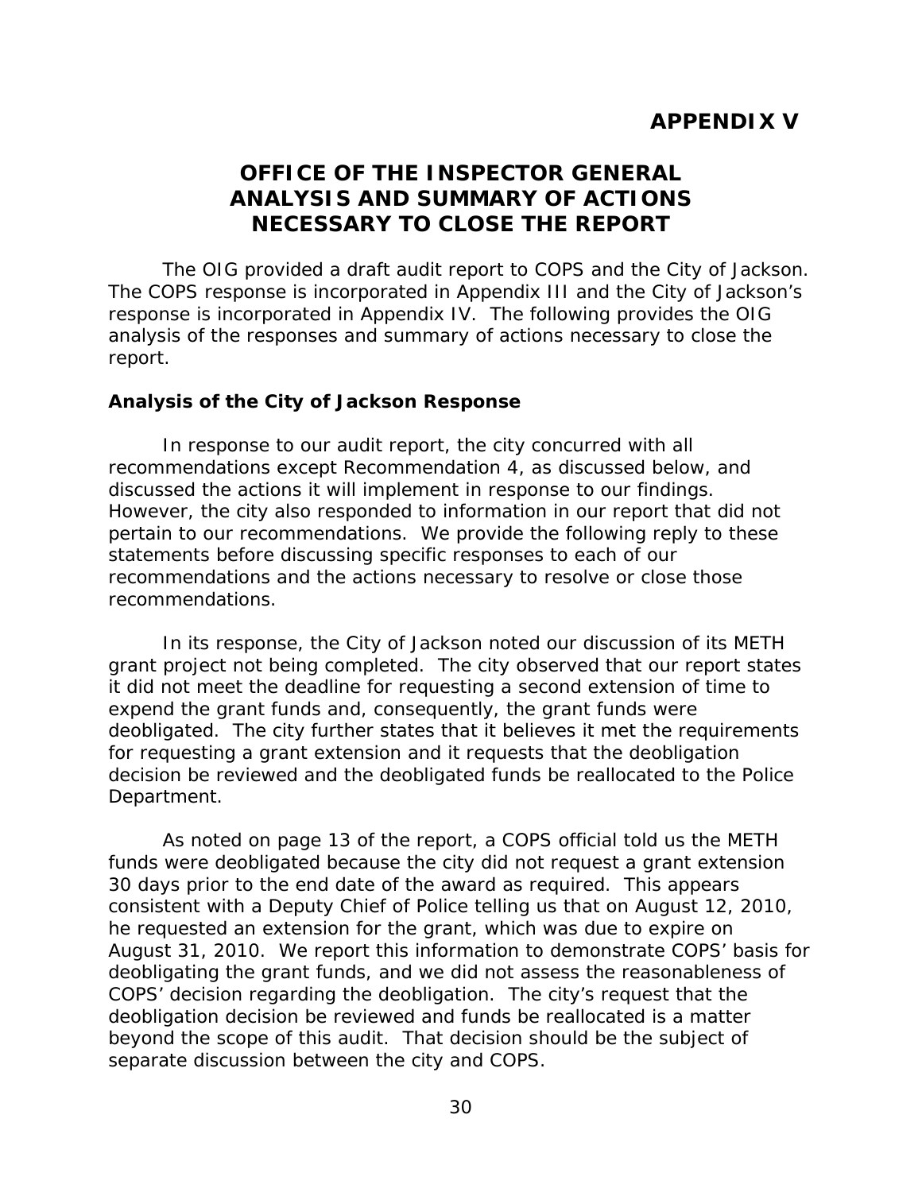# APPENDIX V

## OFFICE OF THE INSPECTOR GENERAL ANALYSIS AND SUMMARY OF ACTIONS NECESSARY TO CLOSE THE REPORT

The OIG provided a draft audit report to COPS and the City of Jackson. The COPS response is incorporated in Appendix III and the City of Jackson's response is incorporated in Appendix IV. The following provides the OIG analysis of the responses and summary of actions necessary to close the report.

### Analysis of the City of Jackson Response

In response to our audit report, the city concurred with all recommendations except Recommendation 4, as discussed below, and discussed the actions it will implement in response to our findings. However, the city also responded to information in our report that did not pertain to our recommendations. We provide the following reply to these statements before discussing specific responses to each of our recommendations and the actions necessary to resolve or close those recommendations.

In its response, the City of Jackson noted our discussion of its METH grant project not being completed. The city observed that our report states it did not meet the deadline for requesting a second extension of time to expend the grant funds and, consequently, the grant funds were deobligated. The city further states that it believes it met the requirements for requesting a grant extension and it requests that the deobligation decision be reviewed and the deobligated funds be reallocated to the Police Department.

As noted on page 13 of the report, a COPS official told us the METH funds were deobligated because the city did not request a grant extension 30 days prior to the end date of the award as required. This appears consistent with a Deputy Chief of Police telling us that on August 12, 2010, he requested an extension for the grant, which was due to expire on August 31, 2010. We report this information to demonstrate COPS' basis for deobligating the grant funds, and we did not assess the reasonableness of COPS' decision regarding the deobligation. The city's request that the deobligation decision be reviewed and funds be reallocated is a matter beyond the scope of this audit. That decision should be the subject of separate discussion between the city and COPS.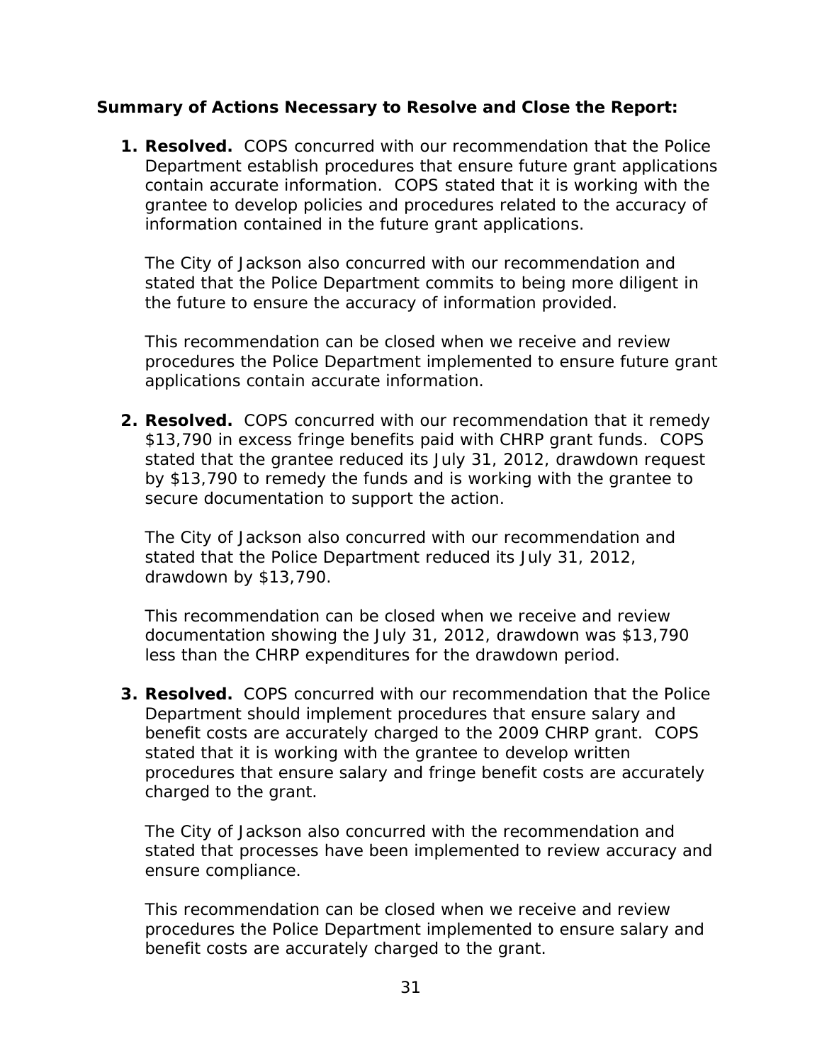**Summary of Actions Necessary to Resolve and Close the Report:**

1. **Resolved.** COPS concurred with our recommendation that the Police Department establish procedures that ensure future grant applications contain accurate information. COPS stated that it is working with the grantee to develop policies and procedures related to the accuracy of information contained in the future grant applications.

   The City of Jackson also concurred with our recommendation and stated that the Police Department commits to being more diligent in the future to ensure the accuracy of information provided.

   This recommendation can be closed when we receive and review procedures the Police Department implemented to ensure future grant applications contain accurate information.

2. **Resolved.** COPS concurred with our recommendation that it remedy \$13,790 in excess fringe benefits paid with CHRP grant funds. COPS stated that the grantee reduced its July 31, 2012, drawdown request by \$13,790 to remedy the funds and is working with the grantee to secure documentation to support the action.

   The City of Jackson also concurred with our recommendation and stated that the Police Department reduced its July 31, 2012, drawdown by \$13,790.

   This recommendation can be closed when we receive and review documentation showing the July 31, 2012, drawdown was \$13,790 less than the CHRP expenditures for the drawdown period.

3. **Resolved.** COPS concurred with our recommendation that the Police Department should implement procedures that ensure salary and benefit costs are accurately charged to the 2009 CHRP grant. COPS stated that it is working with the grantee to develop written procedures that ensure salary and fringe benefit costs are accurately charged to the grant.

   The City of Jackson also concurred with the recommendation and stated that processes have been implemented to review accuracy and ensure compliance.

   This recommendation can be closed when we receive and review procedures the Police Department implemented to ensure salary and benefit costs are accurately charged to the grant.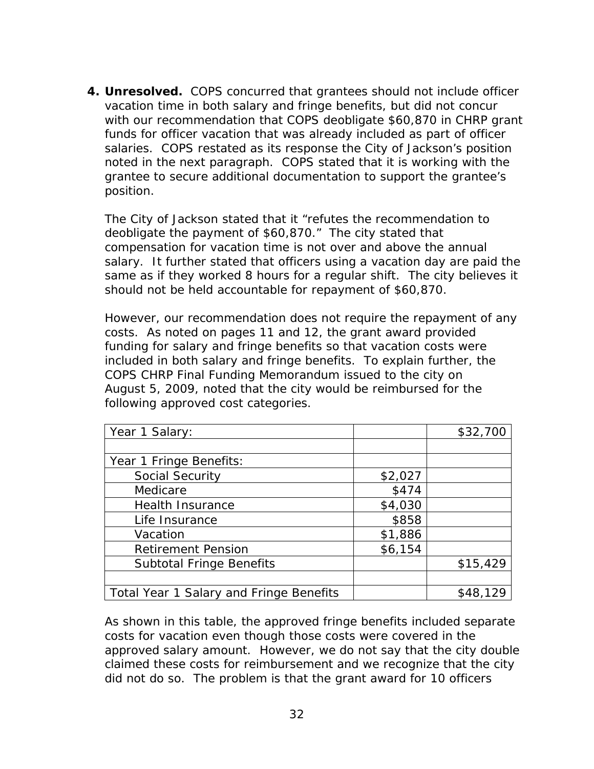4. **Unresolved.** COPS concurred that grantees should not include officer vacation time in both salary and fringe benefits, but did not concur with our recommendation that COPS deobligate $60,870 in CHRP grant funds for officer vacation that was already included as part of officer salaries. COPS restated as its response the City of Jackson's position noted in the next paragraph. COPS stated that it is working with the grantee to secure additional documentation to support the grantee's position.

   The City of Jackson stated that it "refutes the recommendation to deobligate the payment of $60,870." The city stated that compensation for vacation time is not over and above the annual salary. It further stated that officers using a vacation day are paid the same as if they worked 8 hours for a regular shift. The city believes it should not be held accountable for repayment of $60,870.

   However, our recommendation does not require the repayment of any costs. As noted on pages 11 and 12, the grant award provided funding for salary and fringe benefits so that vacation costs were included in both salary and fringe benefits. To explain further, the COPS CHRP Final Funding Memorandum issued to the city on August 5, 2009, noted that the city would be reimbursed for the following approved cost categories.

| Year 1 Salary: | | $32,700 |
|---|---|---|
| | | |
| Year 1 Fringe Benefits: | | |
| Social Security | $2,027 | |
| Medicare | $474 | |
| Health Insurance | $4,030 | |
| Life Insurance | $858 | |
| Vacation | $1,886 | |
| Retirement Pension | $6,154 | |
| Subtotal Fringe Benefits | | $15,429 |
| | | |
| Total Year 1 Salary and Fringe Benefits | | $48,129 |

   As shown in this table, the approved fringe benefits included separate costs for vacation even though those costs were covered in the approved salary amount. However, we do not say that the city double claimed these costs for reimbursement and we recognize that the city did not do so. The problem is that the grant award for 10 officers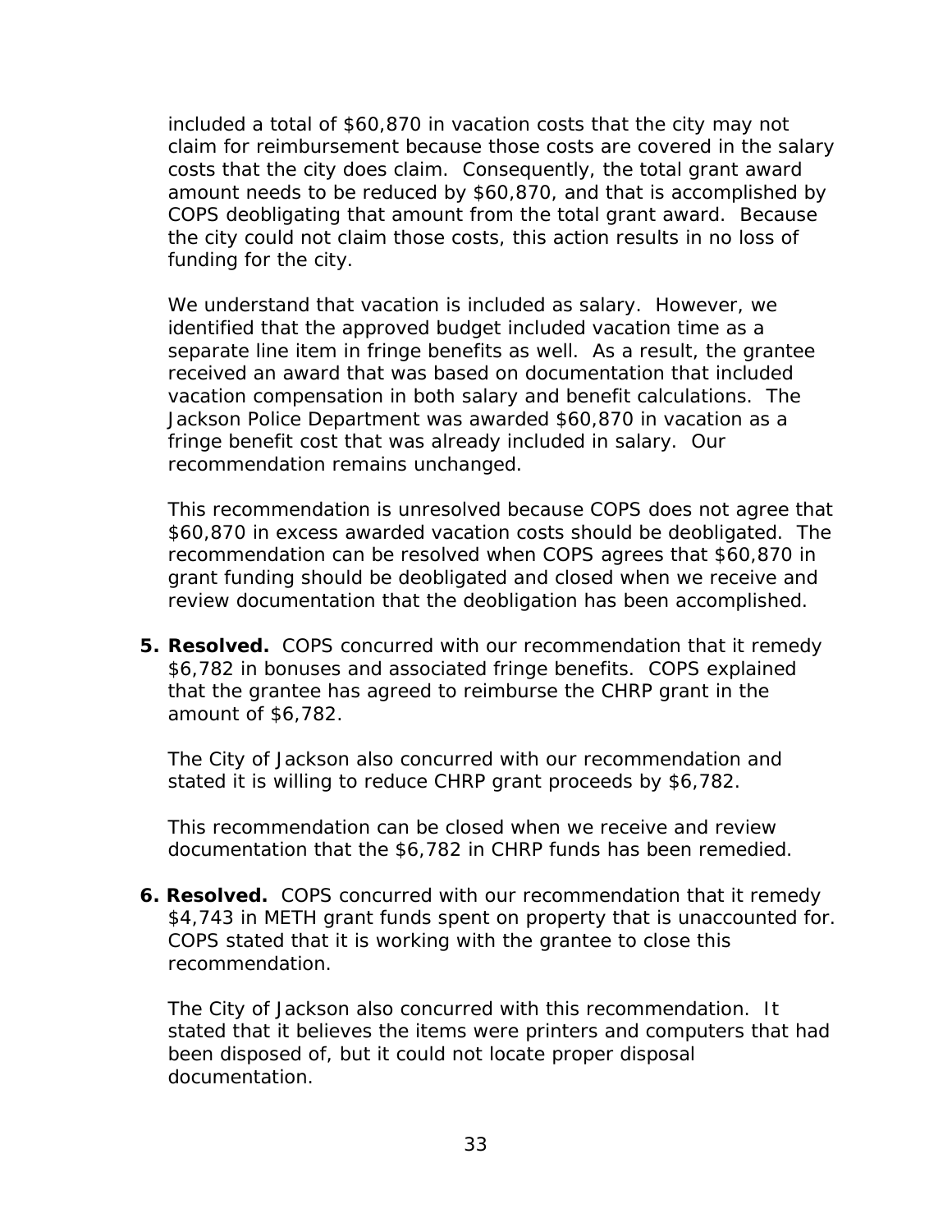included a total of $60,870 in vacation costs that the city may not claim for reimbursement because those costs are covered in the salary costs that the city does claim. Consequently, the total grant award amount needs to be reduced by $60,870, and that is accomplished by COPS deobligating that amount from the total grant award. Because the city could not claim those costs, this action results in no loss of funding for the city.

We understand that vacation is included as salary. However, we identified that the approved budget included vacation time as a separate line item in fringe benefits as well. As a result, the grantee received an award that was based on documentation that included vacation compensation in both salary and benefit calculations. The Jackson Police Department was awarded $60,870 in vacation as a fringe benefit cost that was already included in salary. Our recommendation remains unchanged.

This recommendation is unresolved because COPS does not agree that $60,870 in excess awarded vacation costs should be deobligated. The recommendation can be resolved when COPS agrees that $60,870 in grant funding should be deobligated and closed when we receive and review documentation that the deobligation has been accomplished.

5. **Resolved.** COPS concurred with our recommendation that it remedy $6,782 in bonuses and associated fringe benefits. COPS explained that the grantee has agreed to reimburse the CHRP grant in the amount of $6,782.

   The City of Jackson also concurred with our recommendation and stated it is willing to reduce CHRP grant proceeds by $6,782.

   This recommendation can be closed when we receive and review documentation that the $6,782 in CHRP funds has been remedied.

6. **Resolved.** COPS concurred with our recommendation that it remedy $4,743 in METH grant funds spent on property that is unaccounted for. COPS stated that it is working with the grantee to close this recommendation.

   The City of Jackson also concurred with this recommendation. It stated that it believes the items were printers and computers that had been disposed of, but it could not locate proper disposal documentation.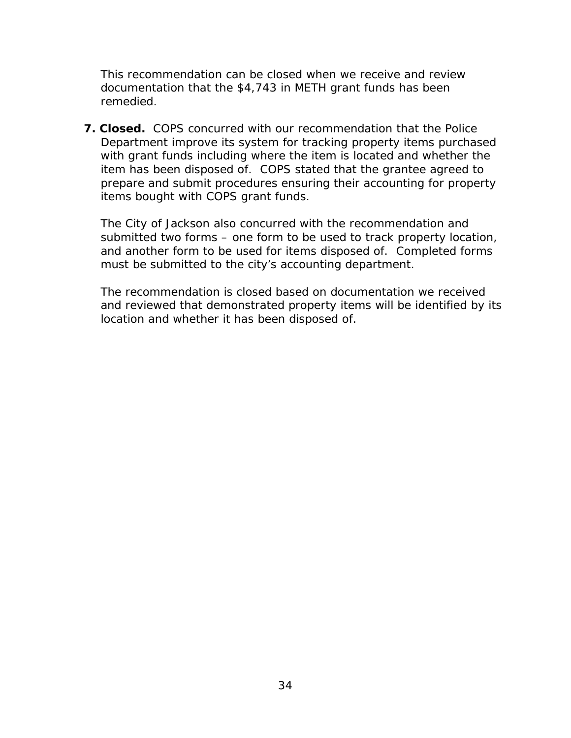This recommendation can be closed when we receive and review documentation that the $4,743 in METH grant funds has been remedied.

7. **Closed.** COPS concurred with our recommendation that the Police Department improve its system for tracking property items purchased with grant funds including where the item is located and whether the item has been disposed of. COPS stated that the grantee agreed to prepare and submit procedures ensuring their accounting for property items bought with COPS grant funds.

   The City of Jackson also concurred with the recommendation and submitted two forms – one form to be used to track property location, and another form to be used for items disposed of. Completed forms must be submitted to the city's accounting department.

   The recommendation is closed based on documentation we received and reviewed that demonstrated property items will be identified by its location and whether it has been disposed of.